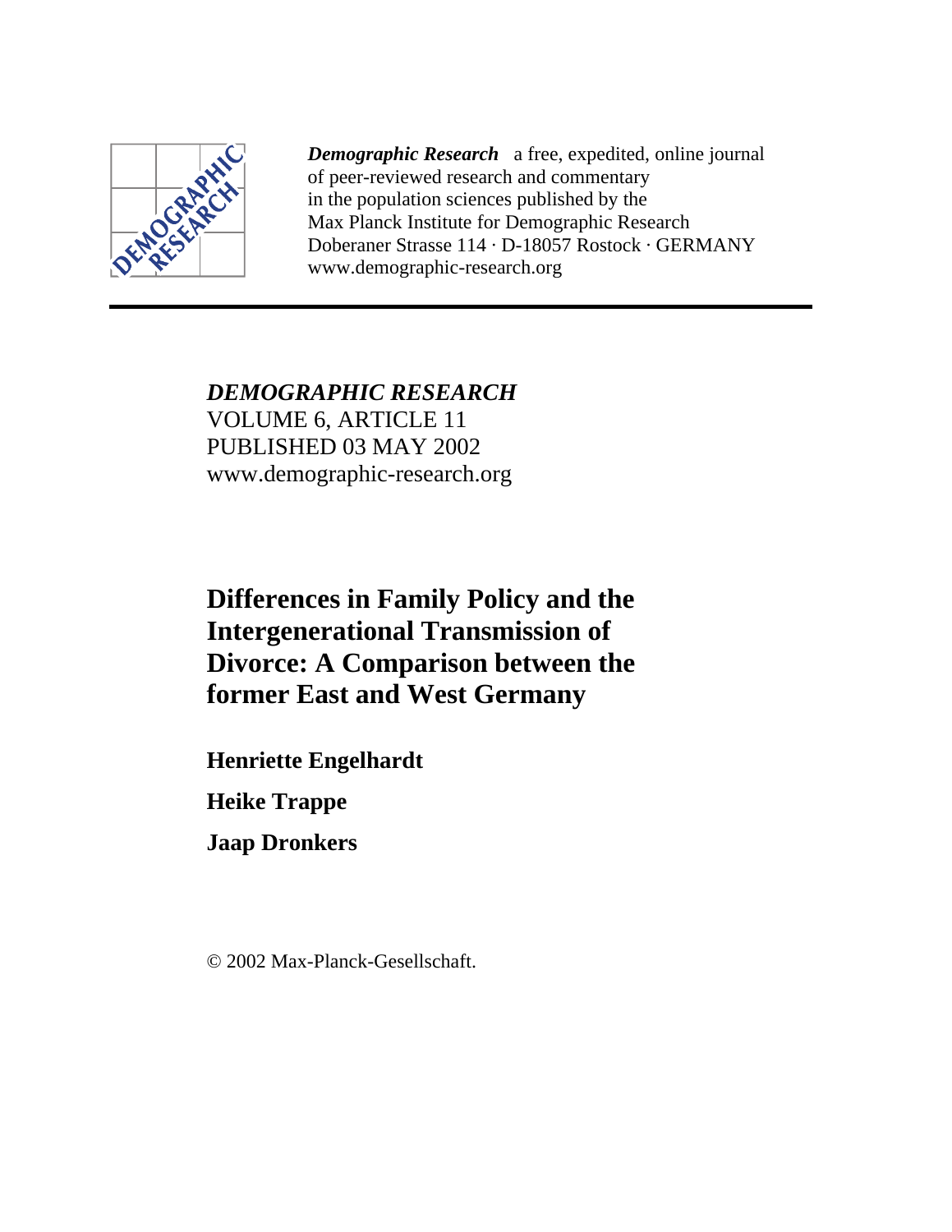***Demographic Research*** a free, expedited, online journal
of peer-reviewed research and commentary
in the population sciences published by the
Max Planck Institute for Demographic Research
Doberaner Strasse 114 · D-18057 Rostock · GERMANY
www.demographic-research.org

---

*DEMOGRAPHIC RESEARCH*
VOLUME 6, ARTICLE 11
PUBLISHED 03 MAY 2002
www.demographic-research.org

# Differences in Family Policy and the Intergenerational Transmission of Divorce: A Comparison between the former East and West Germany

**Henriette Engelhardt**

**Heike Trappe**

**Jaap Dronkers**

© 2002 Max-Planck-Gesellschaft.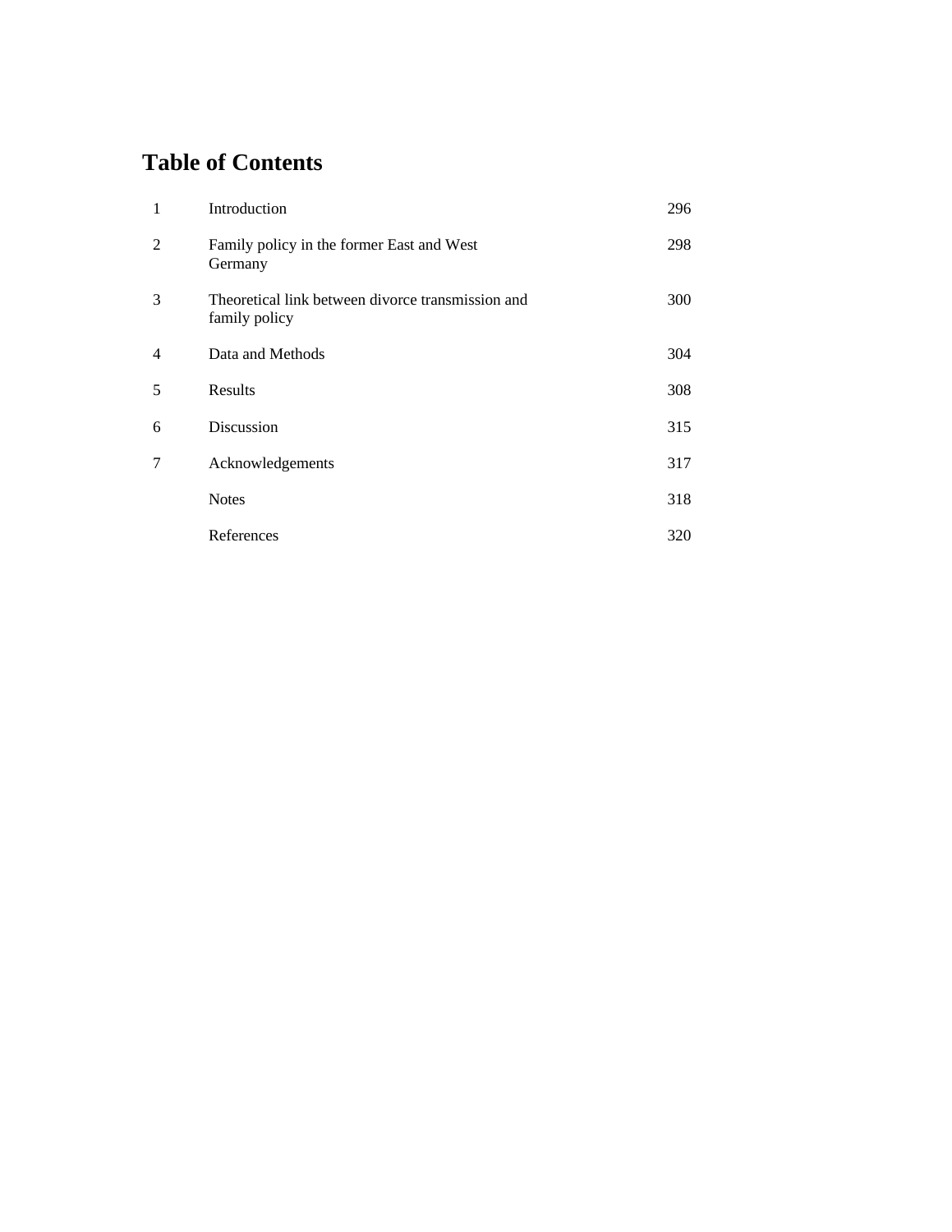# Table of Contents

| | | |
|---|---|---|
| 1 | Introduction | 296 |
| 2 | Family policy in the former East and West Germany | 298 |
| 3 | Theoretical link between divorce transmission and family policy | 300 |
| 4 | Data and Methods | 304 |
| 5 | Results | 308 |
| 6 | Discussion | 315 |
| 7 | Acknowledgements | 317 |
| | Notes | 318 |
| | References | 320 |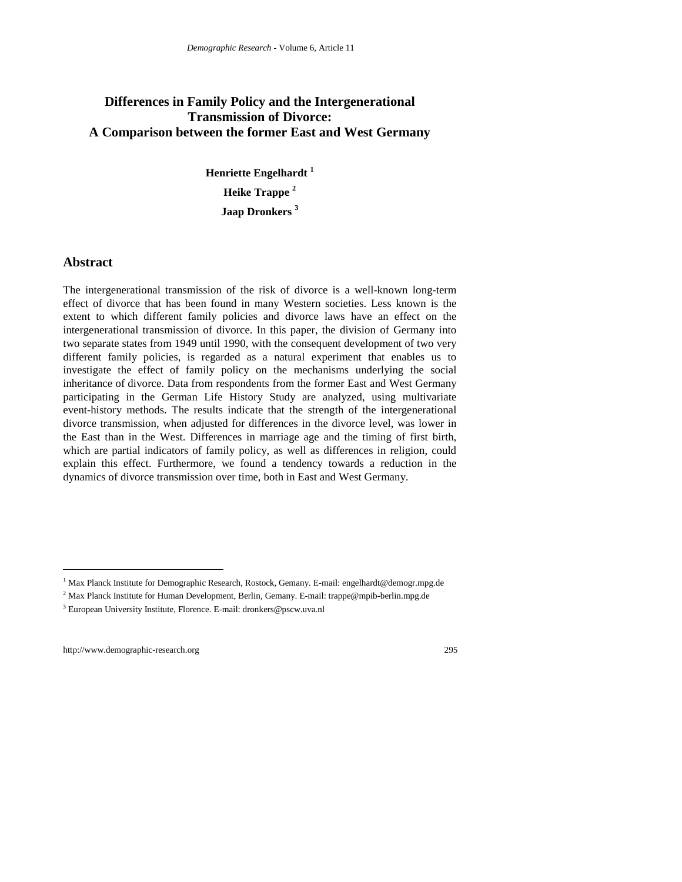# Differences in Family Policy and the Intergenerational Transmission of Divorce: A Comparison between the former East and West Germany

**Henriette Engelhardt [1]**

**Heike Trappe [2]**

**Jaap Dronkers [3]**

## Abstract

The intergenerational transmission of the risk of divorce is a well-known long-term effect of divorce that has been found in many Western societies. Less known is the extent to which different family policies and divorce laws have an effect on the intergenerational transmission of divorce. In this paper, the division of Germany into two separate states from 1949 until 1990, with the consequent development of two very different family policies, is regarded as a natural experiment that enables us to investigate the effect of family policy on the mechanisms underlying the social inheritance of divorce. Data from respondents from the former East and West Germany participating in the German Life History Study are analyzed, using multivariate event-history methods. The results indicate that the strength of the intergenerational divorce transmission, when adjusted for differences in the divorce level, was lower in the East than in the West. Differences in marriage age and the timing of first birth, which are partial indicators of family policy, as well as differences in religion, could explain this effect. Furthermore, we found a tendency towards a reduction in the dynamics of divorce transmission over time, both in East and West Germany.

---

[1] Max Planck Institute for Demographic Research, Rostock, Gemany. E-mail: engelhardt@demogr.mpg.de

[2] Max Planck Institute for Human Development, Berlin, Gemany. E-mail: trappe@mpib-berlin.mpg.de

[3] European University Institute, Florence. E-mail: dronkers@pscw.uva.nl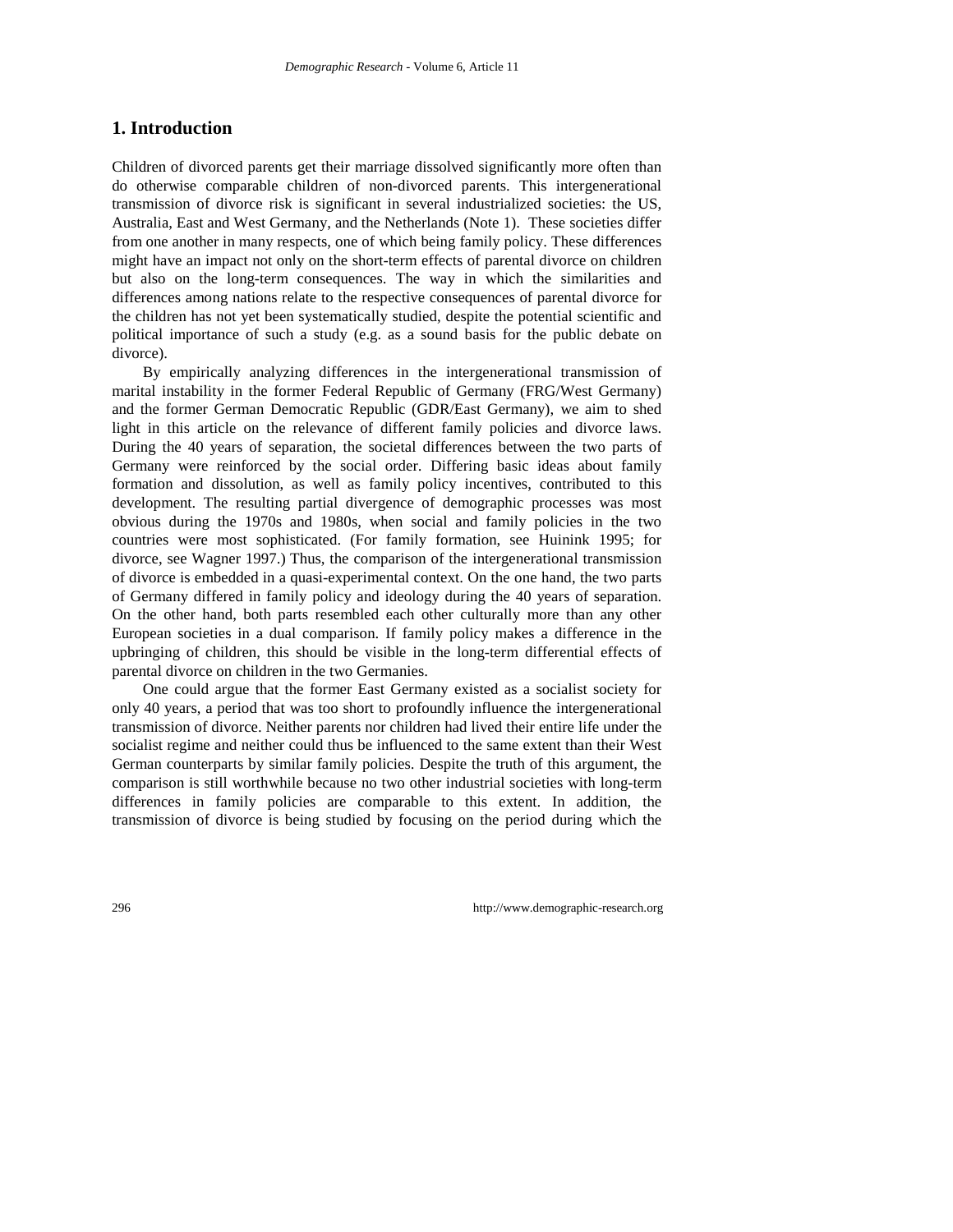## 1. Introduction

Children of divorced parents get their marriage dissolved significantly more often than do otherwise comparable children of non-divorced parents. This intergenerational transmission of divorce risk is significant in several industrialized societies: the US, Australia, East and West Germany, and the Netherlands (Note 1). These societies differ from one another in many respects, one of which being family policy. These differences might have an impact not only on the short-term effects of parental divorce on children but also on the long-term consequences. The way in which the similarities and differences among nations relate to the respective consequences of parental divorce for the children has not yet been systematically studied, despite the potential scientific and political importance of such a study (e.g. as a sound basis for the public debate on divorce).

By empirically analyzing differences in the intergenerational transmission of marital instability in the former Federal Republic of Germany (FRG/West Germany) and the former German Democratic Republic (GDR/East Germany), we aim to shed light in this article on the relevance of different family policies and divorce laws. During the 40 years of separation, the societal differences between the two parts of Germany were reinforced by the social order. Differing basic ideas about family formation and dissolution, as well as family policy incentives, contributed to this development. The resulting partial divergence of demographic processes was most obvious during the 1970s and 1980s, when social and family policies in the two countries were most sophisticated. (For family formation, see Huinink 1995; for divorce, see Wagner 1997.) Thus, the comparison of the intergenerational transmission of divorce is embedded in a quasi-experimental context. On the one hand, the two parts of Germany differed in family policy and ideology during the 40 years of separation. On the other hand, both parts resembled each other culturally more than any other European societies in a dual comparison. If family policy makes a difference in the upbringing of children, this should be visible in the long-term differential effects of parental divorce on children in the two Germanies.

One could argue that the former East Germany existed as a socialist society for only 40 years, a period that was too short to profoundly influence the intergenerational transmission of divorce. Neither parents nor children had lived their entire life under the socialist regime and neither could thus be influenced to the same extent than their West German counterparts by similar family policies. Despite the truth of this argument, the comparison is still worthwhile because no two other industrial societies with long-term differences in family policies are comparable to this extent. In addition, the transmission of divorce is being studied by focusing on the period during which the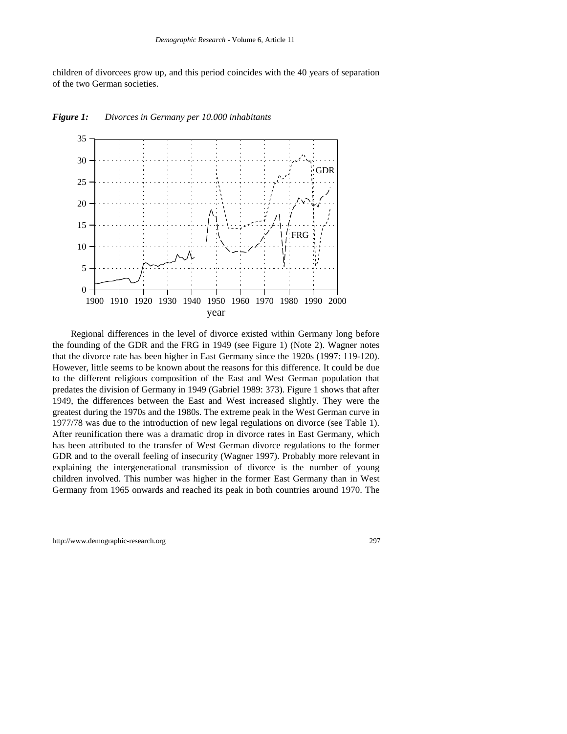children of divorcees grow up, and this period coincides with the 40 years of separation of the two German societies.

***Figure 1:*** *Divorces in Germany per 10.000 inhabitants*

Regional differences in the level of divorce existed within Germany long before the founding of the GDR and the FRG in 1949 (see Figure 1) (Note 2). Wagner notes that the divorce rate has been higher in East Germany since the 1920s (1997: 119-120). However, little seems to be known about the reasons for this difference. It could be due to the different religious composition of the East and West German population that predates the division of Germany in 1949 (Gabriel 1989: 373). Figure 1 shows that after 1949, the differences between the East and West increased slightly. They were the greatest during the 1970s and the 1980s. The extreme peak in the West German curve in 1977/78 was due to the introduction of new legal regulations on divorce (see Table 1). After reunification there was a dramatic drop in divorce rates in East Germany, which has been attributed to the transfer of West German divorce regulations to the former GDR and to the overall feeling of insecurity (Wagner 1997). Probably more relevant in explaining the intergenerational transmission of divorce is the number of young children involved. This number was higher in the former East Germany than in West Germany from 1965 onwards and reached its peak in both countries around 1970. The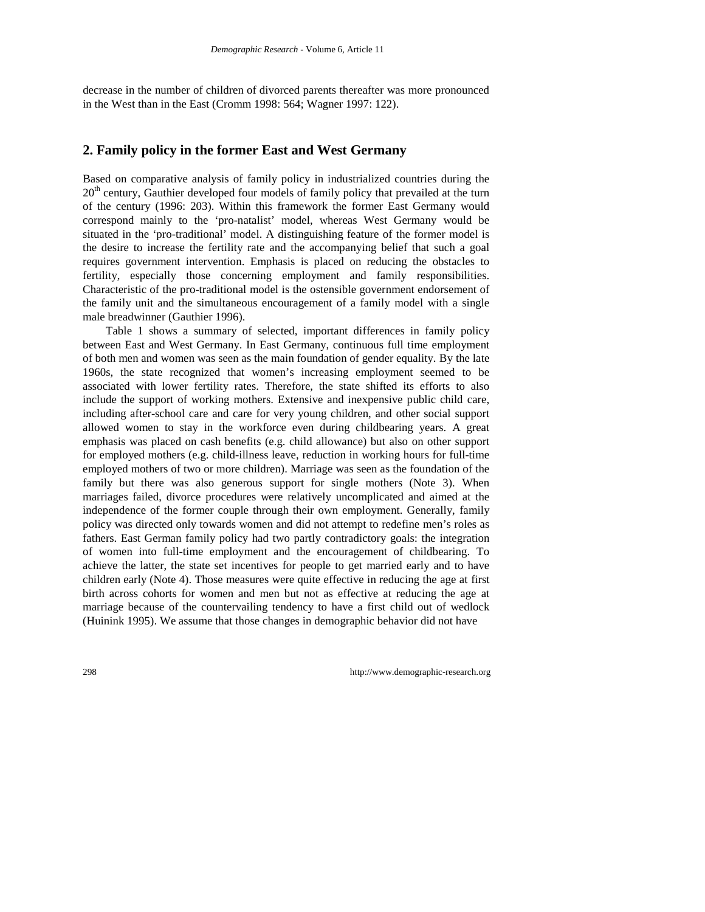decrease in the number of children of divorced parents thereafter was more pronounced in the West than in the East (Cromm 1998: 564; Wagner 1997: 122).

## 2. Family policy in the former East and West Germany

Based on comparative analysis of family policy in industrialized countries during the 20th century, Gauthier developed four models of family policy that prevailed at the turn of the century (1996: 203). Within this framework the former East Germany would correspond mainly to the 'pro-natalist' model, whereas West Germany would be situated in the 'pro-traditional' model. A distinguishing feature of the former model is the desire to increase the fertility rate and the accompanying belief that such a goal requires government intervention. Emphasis is placed on reducing the obstacles to fertility, especially those concerning employment and family responsibilities. Characteristic of the pro-traditional model is the ostensible government endorsement of the family unit and the simultaneous encouragement of a family model with a single male breadwinner (Gauthier 1996).

Table 1 shows a summary of selected, important differences in family policy between East and West Germany. In East Germany, continuous full time employment of both men and women was seen as the main foundation of gender equality. By the late 1960s, the state recognized that women's increasing employment seemed to be associated with lower fertility rates. Therefore, the state shifted its efforts to also include the support of working mothers. Extensive and inexpensive public child care, including after-school care and care for very young children, and other social support allowed women to stay in the workforce even during childbearing years. A great emphasis was placed on cash benefits (e.g. child allowance) but also on other support for employed mothers (e.g. child-illness leave, reduction in working hours for full-time employed mothers of two or more children). Marriage was seen as the foundation of the family but there was also generous support for single mothers (Note 3). When marriages failed, divorce procedures were relatively uncomplicated and aimed at the independence of the former couple through their own employment. Generally, family policy was directed only towards women and did not attempt to redefine men's roles as fathers. East German family policy had two partly contradictory goals: the integration of women into full-time employment and the encouragement of childbearing. To achieve the latter, the state set incentives for people to get married early and to have children early (Note 4). Those measures were quite effective in reducing the age at first birth across cohorts for women and men but not as effective at reducing the age at marriage because of the countervailing tendency to have a first child out of wedlock (Huinink 1995). We assume that those changes in demographic behavior did not have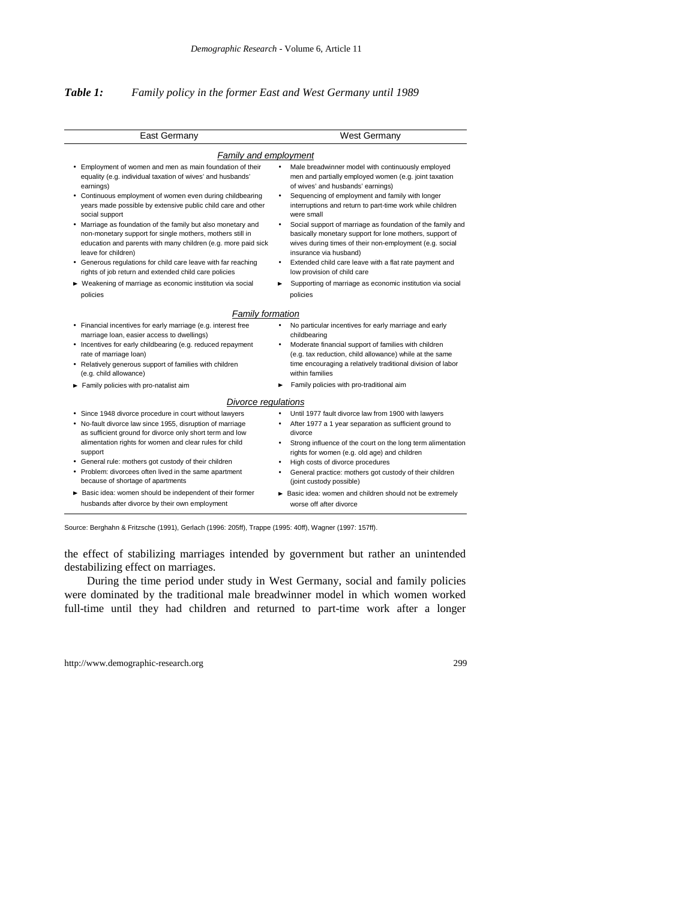***Table 1:*** *Family policy in the former East and West Germany until 1989*

| East Germany | West Germany |
|---|---|
| ***Family and employment*** | |
| • Employment of women and men as main foundation of their equality (e.g. individual taxation of wives' and husbands' earnings) | • Male breadwinner model with continuously employed men and partially employed women (e.g. joint taxation of wives' and husbands' earnings) |
| • Continuous employment of women even during childbearing years made possible by extensive public child care and other social support | • Sequencing of employment and family with longer interruptions and return to part-time work while children were small |
| • Marriage as foundation of the family but also monetary and non-monetary support for single mothers, mothers still in education and parents with many children (e.g. more paid sick leave for children) | • Social support of marriage as foundation of the family and basically monetary support for lone mothers, support of wives during times of their non-employment (e.g. social insurance via husband) |
| • Generous regulations for child care leave with far reaching rights of job return and extended child care policies | • Extended child care leave with a flat rate payment and low provision of child care |
| ► Weakening of marriage as economic institution via social policies | ► Supporting of marriage as economic institution via social policies |
| ***Family formation*** | |
| • Financial incentives for early marriage (e.g. interest free marriage loan, easier access to dwellings) | • No particular incentives for early marriage and early childbearing |
| • Incentives for early childbearing (e.g. reduced repayment rate of marriage loan) | • Moderate financial support of families with children (e.g. tax reduction, child allowance) while at the same time encouraging a relatively traditional division of labor within families |
| • Relatively generous support of families with children (e.g. child allowance) | |
| ► Family policies with pro-natalist aim | ► Family policies with pro-traditional aim |
| ***Divorce regulations*** | |
| • Since 1948 divorce procedure in court without lawyers | • Until 1977 fault divorce law from 1900 with lawyers |
| • No-fault divorce law since 1955, disruption of marriage as sufficient ground for divorce only short term and low alimentation rights for women and clear rules for child support | • After 1977 a 1 year separation as sufficient ground to divorce |
| | • Strong influence of the court on the long term alimentation rights for women (e.g. old age) and children |
| • General rule: mothers got custody of their children | • High costs of divorce procedures |
| • Problem: divorcees often lived in the same apartment because of shortage of apartments | • General practice: mothers got custody of their children (joint custody possible) |
| ► Basic idea: women should be independent of their former husbands after divorce by their own employment | ► Basic idea: women and children should not be extremely worse off after divorce |

Source: Berghahn & Fritzsche (1991), Gerlach (1996: 205ff), Trappe (1995: 40ff), Wagner (1997: 157ff).

the effect of stabilizing marriages intended by government but rather an unintended destabilizing effect on marriages.

During the time period under study in West Germany, social and family policies were dominated by the traditional male breadwinner model in which women worked full-time until they had children and returned to part-time work after a longer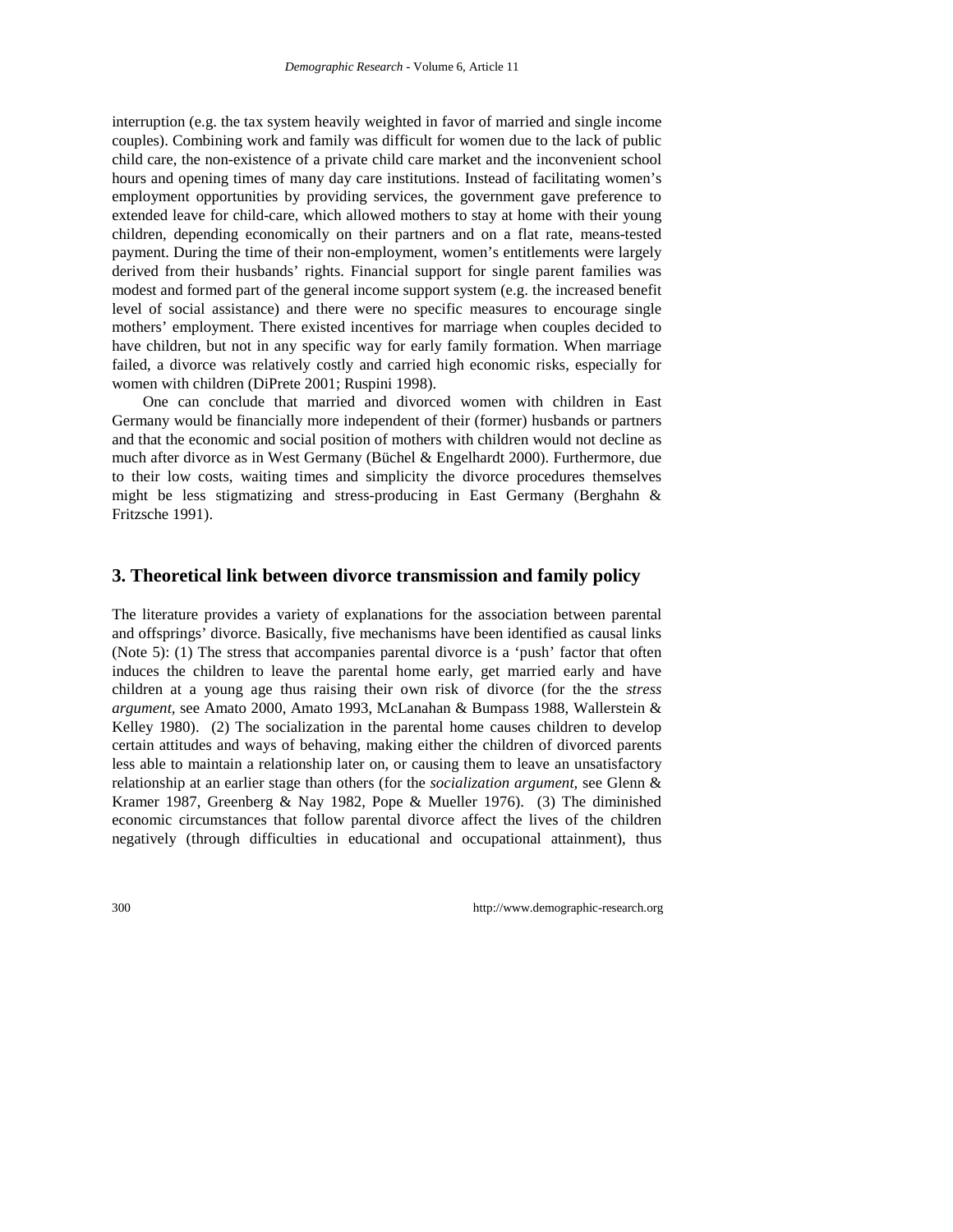interruption (e.g. the tax system heavily weighted in favor of married and single income couples). Combining work and family was difficult for women due to the lack of public child care, the non-existence of a private child care market and the inconvenient school hours and opening times of many day care institutions. Instead of facilitating women's employment opportunities by providing services, the government gave preference to extended leave for child-care, which allowed mothers to stay at home with their young children, depending economically on their partners and on a flat rate, means-tested payment. During the time of their non-employment, women's entitlements were largely derived from their husbands' rights. Financial support for single parent families was modest and formed part of the general income support system (e.g. the increased benefit level of social assistance) and there were no specific measures to encourage single mothers' employment. There existed incentives for marriage when couples decided to have children, but not in any specific way for early family formation. When marriage failed, a divorce was relatively costly and carried high economic risks, especially for women with children (DiPrete 2001; Ruspini 1998).

One can conclude that married and divorced women with children in East Germany would be financially more independent of their (former) husbands or partners and that the economic and social position of mothers with children would not decline as much after divorce as in West Germany (Büchel & Engelhardt 2000). Furthermore, due to their low costs, waiting times and simplicity the divorce procedures themselves might be less stigmatizing and stress-producing in East Germany (Berghahn & Fritzsche 1991).

## 3. Theoretical link between divorce transmission and family policy

The literature provides a variety of explanations for the association between parental and offsprings' divorce. Basically, five mechanisms have been identified as causal links (Note 5): (1) The stress that accompanies parental divorce is a 'push' factor that often induces the children to leave the parental home early, get married early and have children at a young age thus raising their own risk of divorce (for the the *stress argument*, see Amato 2000, Amato 1993, McLanahan & Bumpass 1988, Wallerstein & Kelley 1980). (2) The socialization in the parental home causes children to develop certain attitudes and ways of behaving, making either the children of divorced parents less able to maintain a relationship later on, or causing them to leave an unsatisfactory relationship at an earlier stage than others (for the *socialization argument*, see Glenn & Kramer 1987, Greenberg & Nay 1982, Pope & Mueller 1976). (3) The diminished economic circumstances that follow parental divorce affect the lives of the children negatively (through difficulties in educational and occupational attainment), thus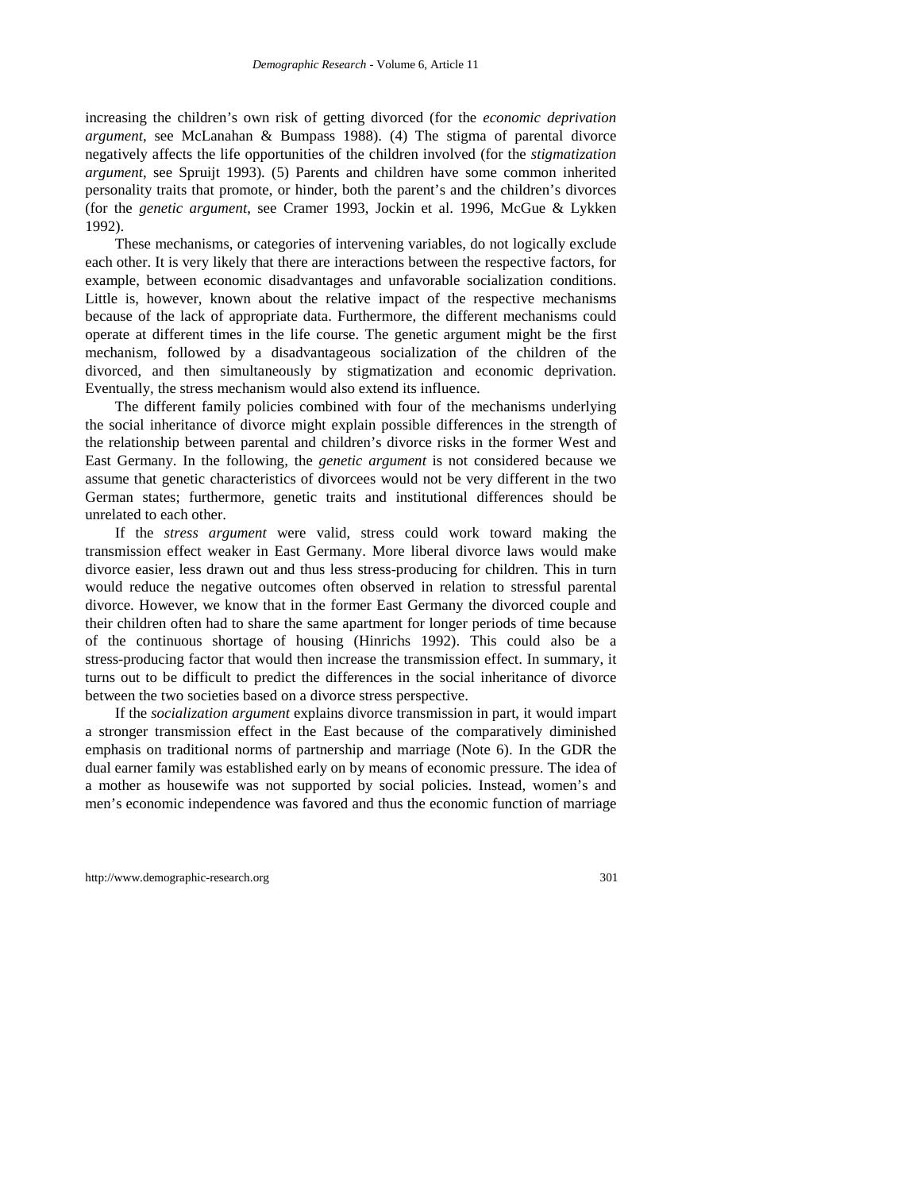increasing the children's own risk of getting divorced (for the *economic deprivation argument*, see McLanahan & Bumpass 1988). (4) The stigma of parental divorce negatively affects the life opportunities of the children involved (for the *stigmatization argument*, see Spruijt 1993). (5) Parents and children have some common inherited personality traits that promote, or hinder, both the parent's and the children's divorces (for the *genetic argument*, see Cramer 1993, Jockin et al. 1996, McGue & Lykken 1992).

These mechanisms, or categories of intervening variables, do not logically exclude each other. It is very likely that there are interactions between the respective factors, for example, between economic disadvantages and unfavorable socialization conditions. Little is, however, known about the relative impact of the respective mechanisms because of the lack of appropriate data. Furthermore, the different mechanisms could operate at different times in the life course. The genetic argument might be the first mechanism, followed by a disadvantageous socialization of the children of the divorced, and then simultaneously by stigmatization and economic deprivation. Eventually, the stress mechanism would also extend its influence.

The different family policies combined with four of the mechanisms underlying the social inheritance of divorce might explain possible differences in the strength of the relationship between parental and children's divorce risks in the former West and East Germany. In the following, the *genetic argument* is not considered because we assume that genetic characteristics of divorcees would not be very different in the two German states; furthermore, genetic traits and institutional differences should be unrelated to each other.

If the *stress argument* were valid, stress could work toward making the transmission effect weaker in East Germany. More liberal divorce laws would make divorce easier, less drawn out and thus less stress-producing for children. This in turn would reduce the negative outcomes often observed in relation to stressful parental divorce. However, we know that in the former East Germany the divorced couple and their children often had to share the same apartment for longer periods of time because of the continuous shortage of housing (Hinrichs 1992). This could also be a stress-producing factor that would then increase the transmission effect. In summary, it turns out to be difficult to predict the differences in the social inheritance of divorce between the two societies based on a divorce stress perspective.

If the *socialization argument* explains divorce transmission in part, it would impart a stronger transmission effect in the East because of the comparatively diminished emphasis on traditional norms of partnership and marriage (Note 6). In the GDR the dual earner family was established early on by means of economic pressure. The idea of a mother as housewife was not supported by social policies. Instead, women's and men's economic independence was favored and thus the economic function of marriage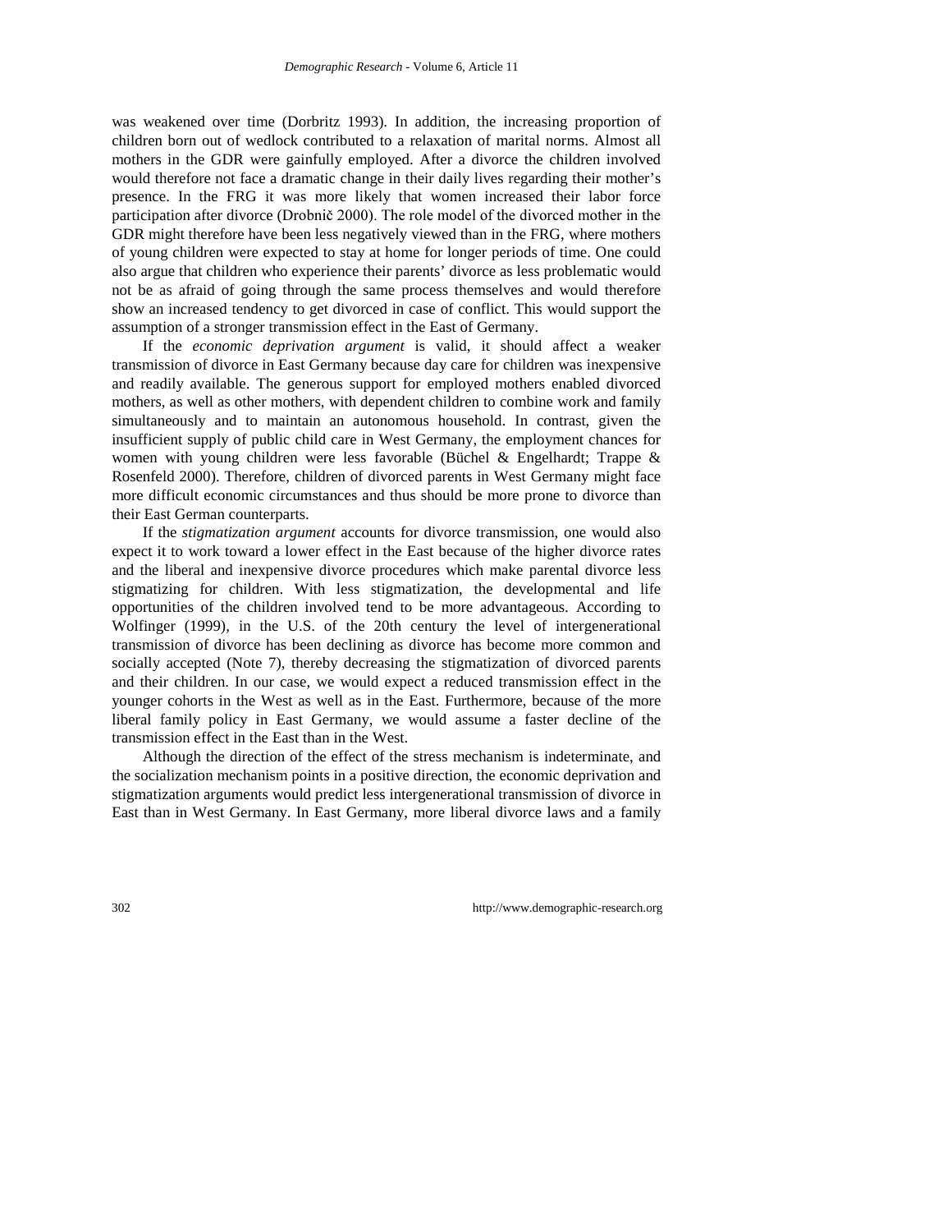was weakened over time (Dorbritz 1993). In addition, the increasing proportion of children born out of wedlock contributed to a relaxation of marital norms. Almost all mothers in the GDR were gainfully employed. After a divorce the children involved would therefore not face a dramatic change in their daily lives regarding their mother's presence. In the FRG it was more likely that women increased their labor force participation after divorce (Drobnič 2000). The role model of the divorced mother in the GDR might therefore have been less negatively viewed than in the FRG, where mothers of young children were expected to stay at home for longer periods of time. One could also argue that children who experience their parents' divorce as less problematic would not be as afraid of going through the same process themselves and would therefore show an increased tendency to get divorced in case of conflict. This would support the assumption of a stronger transmission effect in the East of Germany.

If the *economic deprivation argument* is valid, it should affect a weaker transmission of divorce in East Germany because day care for children was inexpensive and readily available. The generous support for employed mothers enabled divorced mothers, as well as other mothers, with dependent children to combine work and family simultaneously and to maintain an autonomous household. In contrast, given the insufficient supply of public child care in West Germany, the employment chances for women with young children were less favorable (Büchel & Engelhardt; Trappe & Rosenfeld 2000). Therefore, children of divorced parents in West Germany might face more difficult economic circumstances and thus should be more prone to divorce than their East German counterparts.

If the *stigmatization argument* accounts for divorce transmission, one would also expect it to work toward a lower effect in the East because of the higher divorce rates and the liberal and inexpensive divorce procedures which make parental divorce less stigmatizing for children. With less stigmatization, the developmental and life opportunities of the children involved tend to be more advantageous. According to Wolfinger (1999), in the U.S. of the 20th century the level of intergenerational transmission of divorce has been declining as divorce has become more common and socially accepted (Note 7), thereby decreasing the stigmatization of divorced parents and their children. In our case, we would expect a reduced transmission effect in the younger cohorts in the West as well as in the East. Furthermore, because of the more liberal family policy in East Germany, we would assume a faster decline of the transmission effect in the East than in the West.

Although the direction of the effect of the stress mechanism is indeterminate, and the socialization mechanism points in a positive direction, the economic deprivation and stigmatization arguments would predict less intergenerational transmission of divorce in East than in West Germany. In East Germany, more liberal divorce laws and a family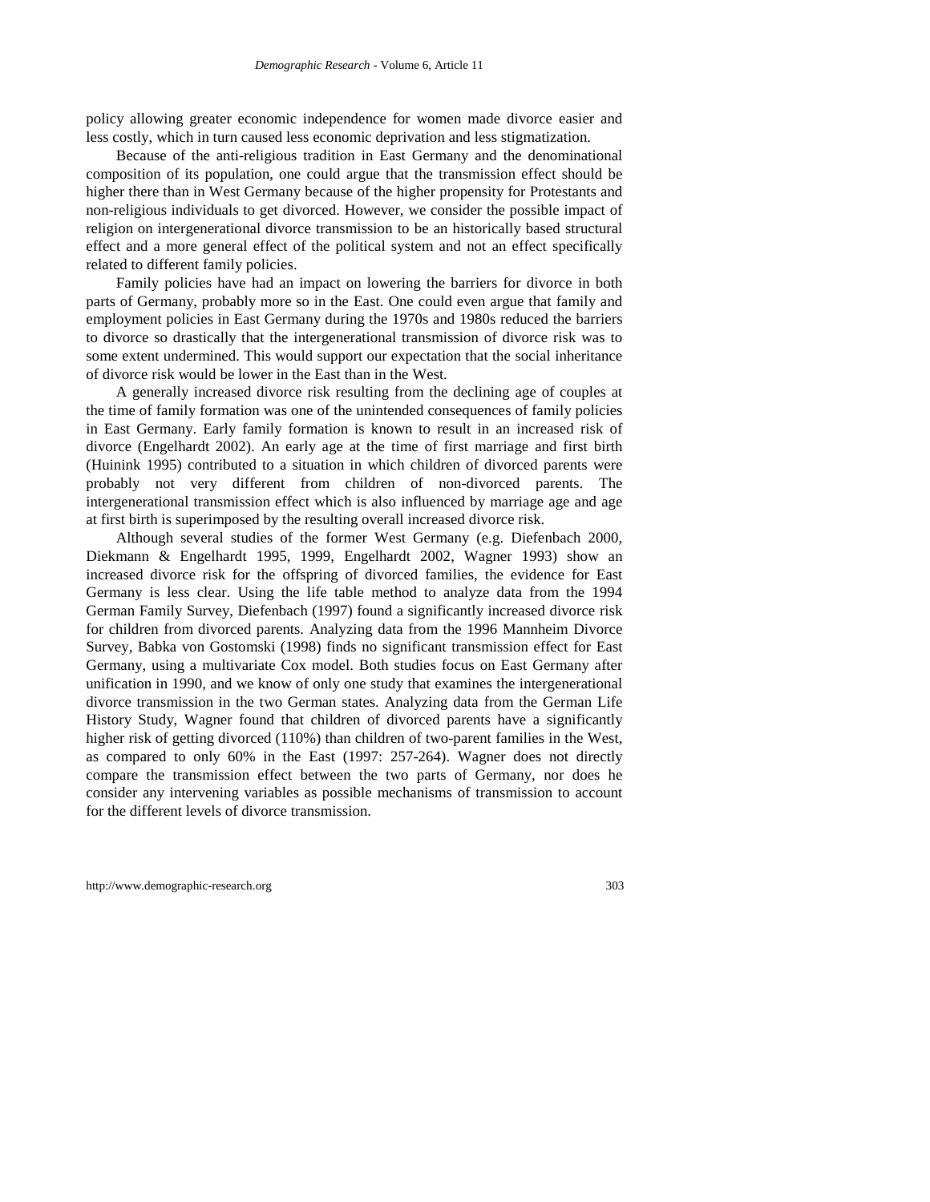policy allowing greater economic independence for women made divorce easier and less costly, which in turn caused less economic deprivation and less stigmatization.

Because of the anti-religious tradition in East Germany and the denominational composition of its population, one could argue that the transmission effect should be higher there than in West Germany because of the higher propensity for Protestants and non-religious individuals to get divorced. However, we consider the possible impact of religion on intergenerational divorce transmission to be an historically based structural effect and a more general effect of the political system and not an effect specifically related to different family policies.

Family policies have had an impact on lowering the barriers for divorce in both parts of Germany, probably more so in the East. One could even argue that family and employment policies in East Germany during the 1970s and 1980s reduced the barriers to divorce so drastically that the intergenerational transmission of divorce risk was to some extent undermined. This would support our expectation that the social inheritance of divorce risk would be lower in the East than in the West.

A generally increased divorce risk resulting from the declining age of couples at the time of family formation was one of the unintended consequences of family policies in East Germany. Early family formation is known to result in an increased risk of divorce (Engelhardt 2002). An early age at the time of first marriage and first birth (Huinink 1995) contributed to a situation in which children of divorced parents were probably not very different from children of non-divorced parents. The intergenerational transmission effect which is also influenced by marriage age and age at first birth is superimposed by the resulting overall increased divorce risk.

Although several studies of the former West Germany (e.g. Diefenbach 2000, Diekmann & Engelhardt 1995, 1999, Engelhardt 2002, Wagner 1993) show an increased divorce risk for the offspring of divorced families, the evidence for East Germany is less clear. Using the life table method to analyze data from the 1994 German Family Survey, Diefenbach (1997) found a significantly increased divorce risk for children from divorced parents. Analyzing data from the 1996 Mannheim Divorce Survey, Babka von Gostomski (1998) finds no significant transmission effect for East Germany, using a multivariate Cox model. Both studies focus on East Germany after unification in 1990, and we know of only one study that examines the intergenerational divorce transmission in the two German states. Analyzing data from the German Life History Study, Wagner found that children of divorced parents have a significantly higher risk of getting divorced (110%) than children of two-parent families in the West, as compared to only 60% in the East (1997: 257-264). Wagner does not directly compare the transmission effect between the two parts of Germany, nor does he consider any intervening variables as possible mechanisms of transmission to account for the different levels of divorce transmission.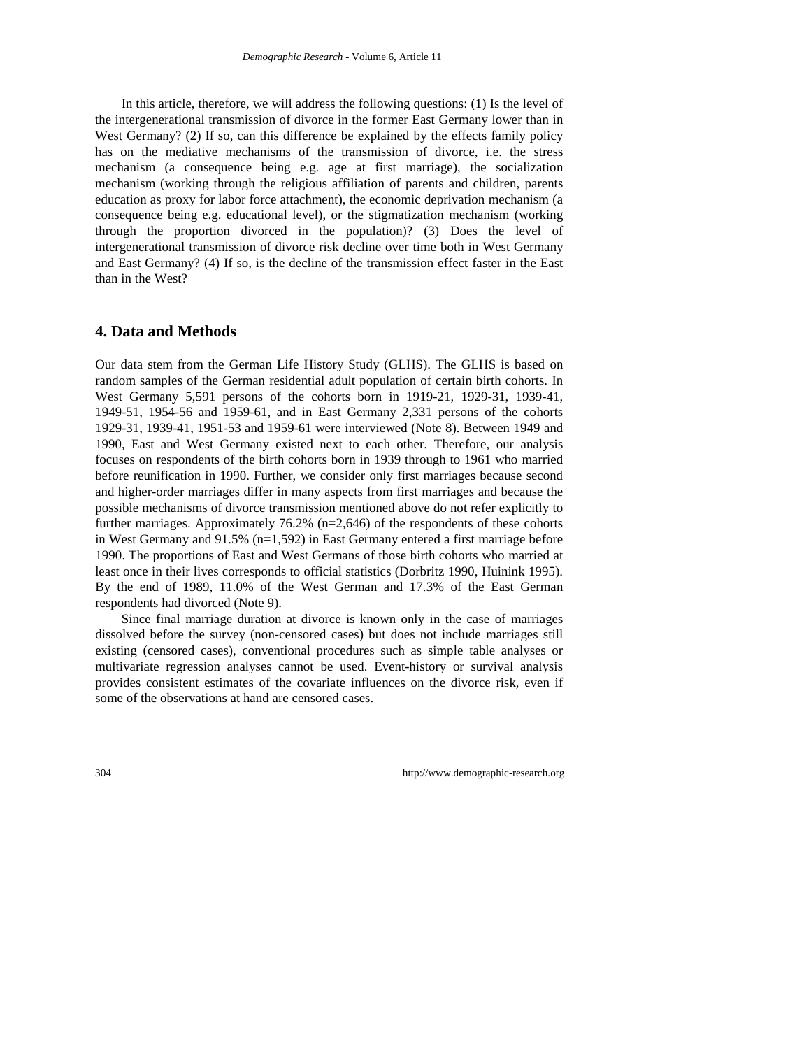In this article, therefore, we will address the following questions: (1) Is the level of the intergenerational transmission of divorce in the former East Germany lower than in West Germany? (2) If so, can this difference be explained by the effects family policy has on the mediative mechanisms of the transmission of divorce, i.e. the stress mechanism (a consequence being e.g. age at first marriage), the socialization mechanism (working through the religious affiliation of parents and children, parents education as proxy for labor force attachment), the economic deprivation mechanism (a consequence being e.g. educational level), or the stigmatization mechanism (working through the proportion divorced in the population)? (3) Does the level of intergenerational transmission of divorce risk decline over time both in West Germany and East Germany? (4) If so, is the decline of the transmission effect faster in the East than in the West?

## 4. Data and Methods

Our data stem from the German Life History Study (GLHS). The GLHS is based on random samples of the German residential adult population of certain birth cohorts. In West Germany 5,591 persons of the cohorts born in 1919-21, 1929-31, 1939-41, 1949-51, 1954-56 and 1959-61, and in East Germany 2,331 persons of the cohorts 1929-31, 1939-41, 1951-53 and 1959-61 were interviewed (Note 8). Between 1949 and 1990, East and West Germany existed next to each other. Therefore, our analysis focuses on respondents of the birth cohorts born in 1939 through to 1961 who married before reunification in 1990. Further, we consider only first marriages because second and higher-order marriages differ in many aspects from first marriages and because the possible mechanisms of divorce transmission mentioned above do not refer explicitly to further marriages. Approximately 76.2% (n=2,646) of the respondents of these cohorts in West Germany and 91.5% (n=1,592) in East Germany entered a first marriage before 1990. The proportions of East and West Germans of those birth cohorts who married at least once in their lives corresponds to official statistics (Dorbritz 1990, Huinink 1995). By the end of 1989, 11.0% of the West German and 17.3% of the East German respondents had divorced (Note 9).

Since final marriage duration at divorce is known only in the case of marriages dissolved before the survey (non-censored cases) but does not include marriages still existing (censored cases), conventional procedures such as simple table analyses or multivariate regression analyses cannot be used. Event-history or survival analysis provides consistent estimates of the covariate influences on the divorce risk, even if some of the observations at hand are censored cases.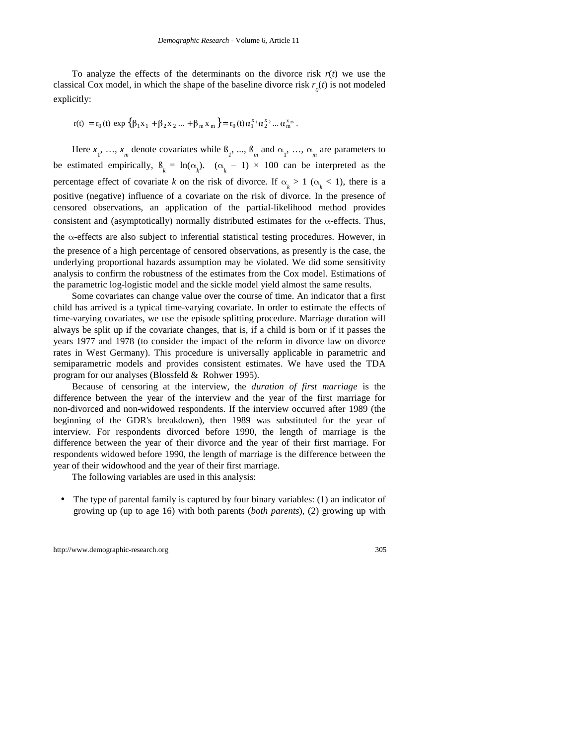To analyze the effects of the determinants on the divorce risk $r(t)$ we use the classical Cox model, in which the shape of the baseline divorce risk $r_0(t)$ is not modeled explicitly:

$$r(t) = r_0(t) \exp\{\beta_1 x_1 + \beta_2 x_2 ... + \beta_m x_m\} = r_0(t) \alpha_1^{x_1} \alpha_2^{x_2} ... \alpha_m^{x_m} .$$

Here $x_1, \ldots, x_m$ denote covariates while $ß_1, ..., ß_m$ and $\alpha_1, \ldots, \alpha_m$ are parameters to be estimated empirically, $ß_k = \ln(\alpha_k)$. $(\alpha_k - 1) \times 100$ can be interpreted as the percentage effect of covariate $k$ on the risk of divorce. If $\alpha_k > 1$ ($\alpha_k < 1$), there is a positive (negative) influence of a covariate on the risk of divorce. In the presence of censored observations, an application of the partial-likelihood method provides consistent and (asymptotically) normally distributed estimates for the $\alpha$-effects. Thus, the $\alpha$-effects are also subject to inferential statistical testing procedures. However, in the presence of a high percentage of censored observations, as presently is the case, the underlying proportional hazards assumption may be violated. We did some sensitivity analysis to confirm the robustness of the estimates from the Cox model. Estimations of the parametric log-logistic model and the sickle model yield almost the same results.

Some covariates can change value over the course of time. An indicator that a first child has arrived is a typical time-varying covariate. In order to estimate the effects of time-varying covariates, we use the episode splitting procedure. Marriage duration will always be split up if the covariate changes, that is, if a child is born or if it passes the years 1977 and 1978 (to consider the impact of the reform in divorce law on divorce rates in West Germany). This procedure is universally applicable in parametric and semiparametric models and provides consistent estimates. We have used the TDA program for our analyses (Blossfeld & Rohwer 1995).

Because of censoring at the interview, the *duration of first marriage* is the difference between the year of the interview and the year of the first marriage for non-divorced and non-widowed respondents. If the interview occurred after 1989 (the beginning of the GDR's breakdown), then 1989 was substituted for the year of interview. For respondents divorced before 1990, the length of marriage is the difference between the year of their divorce and the year of their first marriage. For respondents widowed before 1990, the length of marriage is the difference between the year of their widowhood and the year of their first marriage.

The following variables are used in this analysis:

- The type of parental family is captured by four binary variables: (1) an indicator of growing up (up to age 16) with both parents (*both parents*), (2) growing up with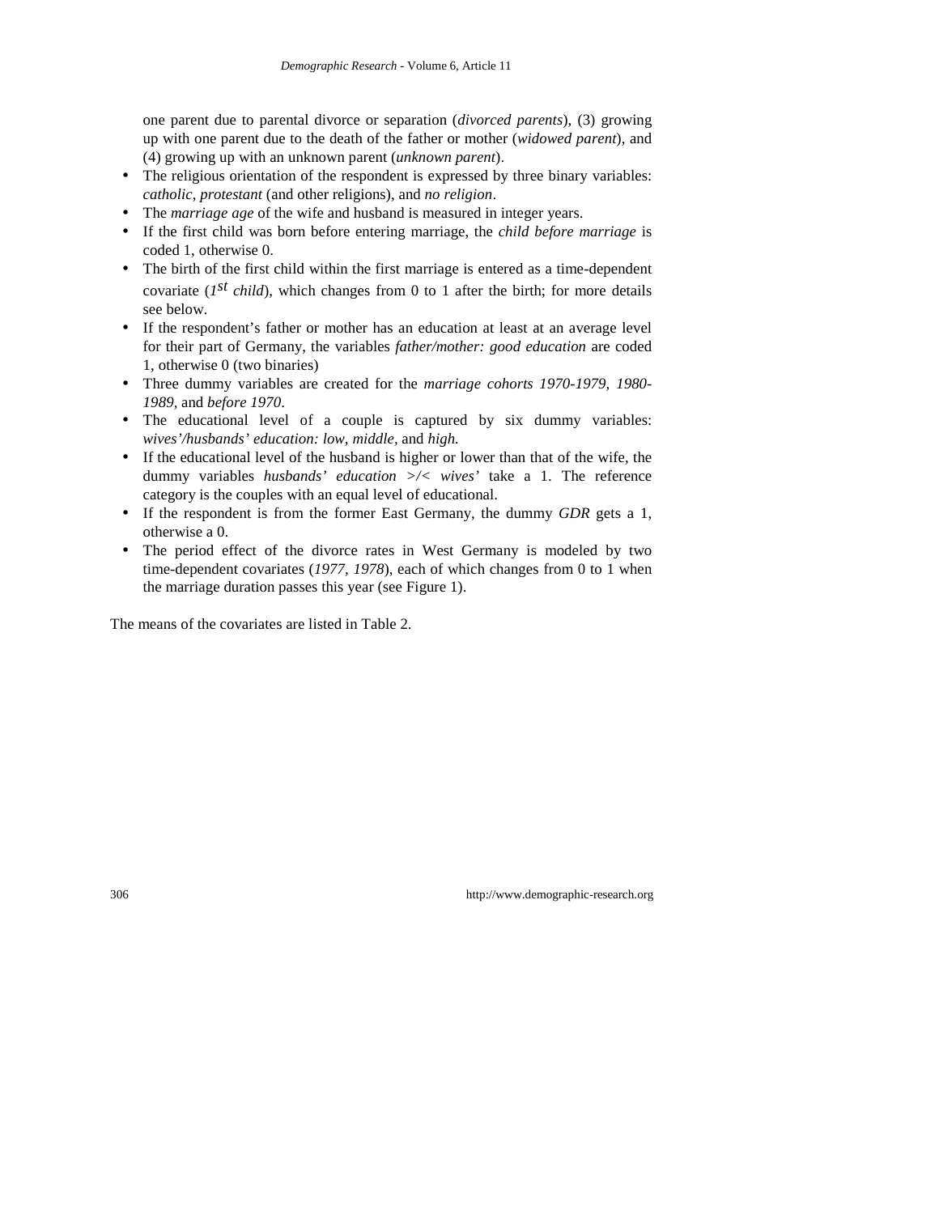one parent due to parental divorce or separation (*divorced parents*), (3) growing up with one parent due to the death of the father or mother (*widowed parent*), and (4) growing up with an unknown parent (*unknown parent*).

- The religious orientation of the respondent is expressed by three binary variables: *catholic*, *protestant* (and other religions), and *no religion*.
- The *marriage age* of the wife and husband is measured in integer years.
- If the first child was born before entering marriage, the *child before marriage* is coded 1, otherwise 0.
- The birth of the first child within the first marriage is entered as a time-dependent covariate (*1$^{st}$ child*), which changes from 0 to 1 after the birth; for more details see below.
- If the respondent's father or mother has an education at least at an average level for their part of Germany, the variables *father/mother: good education* are coded 1, otherwise 0 (two binaries)
- Three dummy variables are created for the *marriage cohorts 1970-1979, 1980-1989,* and *before 1970*.
- The educational level of a couple is captured by six dummy variables: *wives'/husbands' education: low, middle,* and *high.*
- If the educational level of the husband is higher or lower than that of the wife, the dummy variables *husbands' education >/< wives'* take a 1. The reference category is the couples with an equal level of educational.
- If the respondent is from the former East Germany, the dummy *GDR* gets a 1, otherwise a 0.
- The period effect of the divorce rates in West Germany is modeled by two time-dependent covariates (*1977, 1978*), each of which changes from 0 to 1 when the marriage duration passes this year (see Figure 1).

The means of the covariates are listed in Table 2.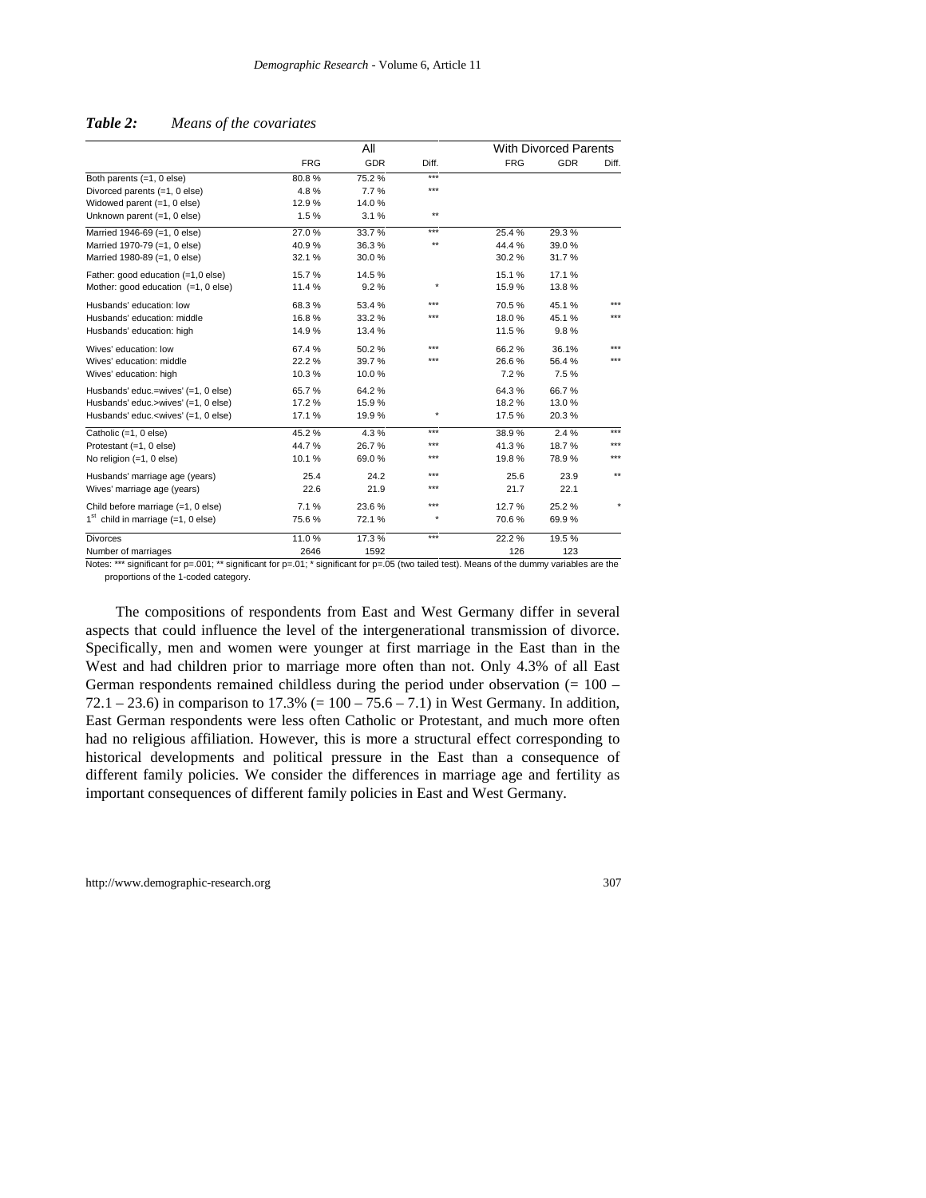***Table 2:*** *Means of the covariates*

| | All | | | With Divorced Parents | | |
|---|---|---|---|---|---|---|
| | FRG | GDR | Diff. | FRG | GDR | Diff. |
| Both parents (=1, 0 else) | 80.8 % | 75.2 % | *** | | | |
| Divorced parents (=1, 0 else) | 4.8 % | 7.7 % | *** | | | |
| Widowed parent (=1, 0 else) | 12.9 % | 14.0 % | | | | |
| Unknown parent (=1, 0 else) | 1.5 % | 3.1 % | ** | | | |
| Married 1946-69 (=1, 0 else) | 27.0 % | 33.7 % | *** | 25.4 % | 29.3 % | |
| Married 1970-79 (=1, 0 else) | 40.9 % | 36.3 % | ** | 44.4 % | 39.0 % | |
| Married 1980-89 (=1, 0 else) | 32.1 % | 30.0 % | | 30.2 % | 31.7 % | |
| Father: good education (=1,0 else) | 15.7 % | 14.5 % | | 15.1 % | 17.1 % | |
| Mother: good education (=1, 0 else) | 11.4 % | 9.2 % | * | 15.9 % | 13.8 % | |
| Husbands' education: low | 68.3 % | 53.4 % | *** | 70.5 % | 45.1 % | *** |
| Husbands' education: middle | 16.8 % | 33.2 % | *** | 18.0 % | 45.1 % | *** |
| Husbands' education: high | 14.9 % | 13.4 % | | 11.5 % | 9.8 % | |
| Wives' education: low | 67.4 % | 50.2 % | *** | 66.2 % | 36.1% | *** |
| Wives' education: middle | 22.2 % | 39.7 % | *** | 26.6 % | 56.4 % | *** |
| Wives' education: high | 10.3 % | 10.0 % | | 7.2 % | 7.5 % | |
| Husbands' educ.=wives' (=1, 0 else) | 65.7 % | 64.2 % | | 64.3 % | 66.7 % | |
| Husbands' educ.>wives' (=1, 0 else) | 17.2 % | 15.9 % | | 18.2 % | 13.0 % | |
| Husbands' educ.<wives' (=1, 0 else) | 17.1 % | 19.9 % | * | 17.5 % | 20.3 % | |
| Catholic (=1, 0 else) | 45.2 % | 4.3 % | *** | 38.9 % | 2.4 % | *** |
| Protestant (=1, 0 else) | 44.7 % | 26.7 % | *** | 41.3 % | 18.7 % | *** |
| No religion (=1, 0 else) | 10.1 % | 69.0 % | *** | 19.8 % | 78.9 % | *** |
| Husbands' marriage age (years) | 25.4 | 24.2 | *** | 25.6 | 23.9 | ** |
| Wives' marriage age (years) | 22.6 | 21.9 | *** | 21.7 | 22.1 | |
| Child before marriage (=1, 0 else) | 7.1 % | 23.6 % | *** | 12.7 % | 25.2 % | * |
| 1st child in marriage (=1, 0 else) | 75.6 % | 72.1 % | * | 70.6 % | 69.9 % | |
| Divorces | 11.0 % | 17.3 % | *** | 22.2 % | 19.5 % | |
| Number of marriages | 2646 | 1592 | | 126 | 123 | |

Notes: *** significant for p=.001; ** significant for p=.01; * significant for p=.05 (two tailed test). Means of the dummy variables are the proportions of the 1-coded category.

The compositions of respondents from East and West Germany differ in several aspects that could influence the level of the intergenerational transmission of divorce. Specifically, men and women were younger at first marriage in the East than in the West and had children prior to marriage more often than not. Only 4.3% of all East German respondents remained childless during the period under observation (= 100 – 72.1 – 23.6) in comparison to 17.3% (= 100 – 75.6 – 7.1) in West Germany. In addition, East German respondents were less often Catholic or Protestant, and much more often had no religious affiliation. However, this is more a structural effect corresponding to historical developments and political pressure in the East than a consequence of different family policies. We consider the differences in marriage age and fertility as important consequences of different family policies in East and West Germany.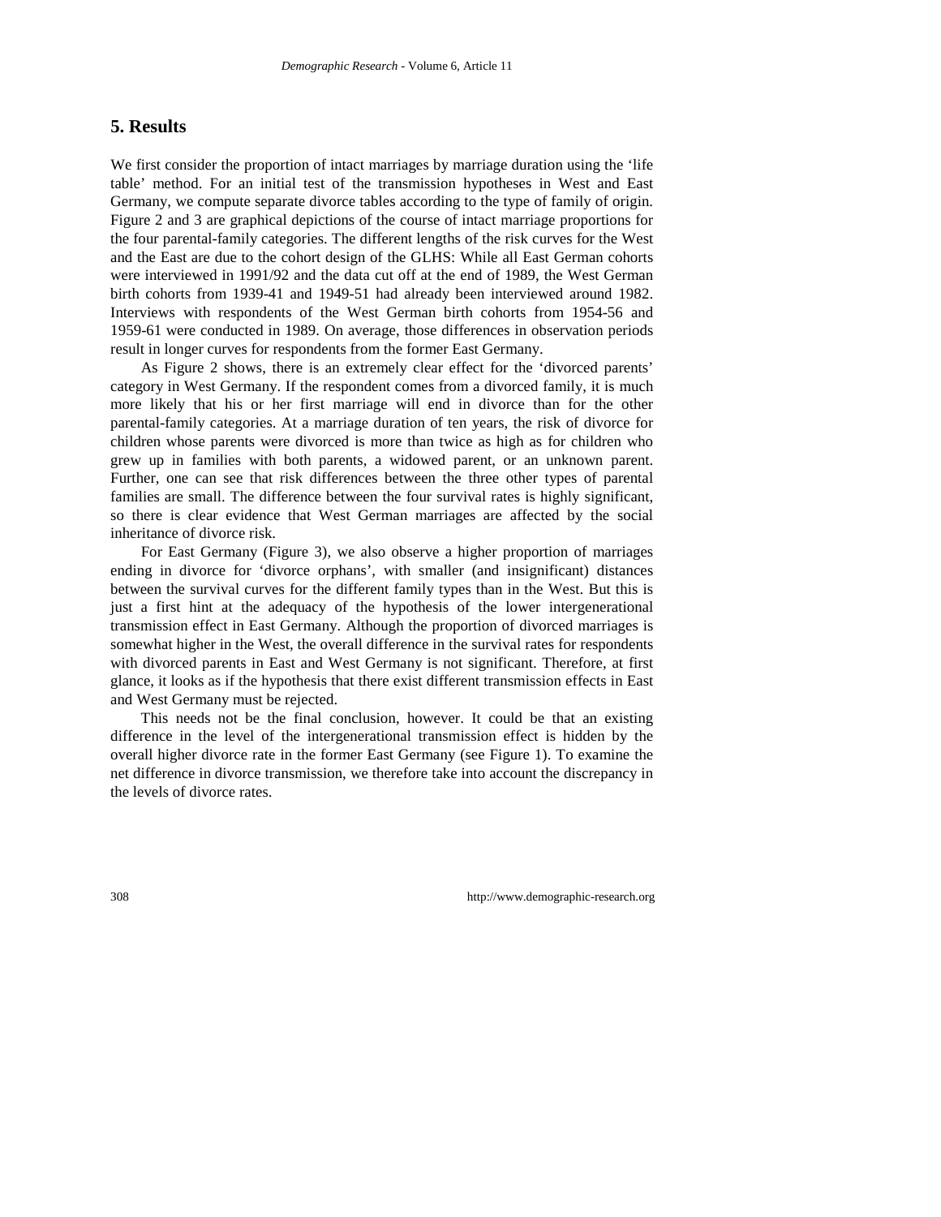## 5. Results

We first consider the proportion of intact marriages by marriage duration using the 'life table' method. For an initial test of the transmission hypotheses in West and East Germany, we compute separate divorce tables according to the type of family of origin. Figure 2 and 3 are graphical depictions of the course of intact marriage proportions for the four parental-family categories. The different lengths of the risk curves for the West and the East are due to the cohort design of the GLHS: While all East German cohorts were interviewed in 1991/92 and the data cut off at the end of 1989, the West German birth cohorts from 1939-41 and 1949-51 had already been interviewed around 1982. Interviews with respondents of the West German birth cohorts from 1954-56 and 1959-61 were conducted in 1989. On average, those differences in observation periods result in longer curves for respondents from the former East Germany.

As Figure 2 shows, there is an extremely clear effect for the 'divorced parents' category in West Germany. If the respondent comes from a divorced family, it is much more likely that his or her first marriage will end in divorce than for the other parental-family categories. At a marriage duration of ten years, the risk of divorce for children whose parents were divorced is more than twice as high as for children who grew up in families with both parents, a widowed parent, or an unknown parent. Further, one can see that risk differences between the three other types of parental families are small. The difference between the four survival rates is highly significant, so there is clear evidence that West German marriages are affected by the social inheritance of divorce risk.

For East Germany (Figure 3), we also observe a higher proportion of marriages ending in divorce for 'divorce orphans', with smaller (and insignificant) distances between the survival curves for the different family types than in the West. But this is just a first hint at the adequacy of the hypothesis of the lower intergenerational transmission effect in East Germany. Although the proportion of divorced marriages is somewhat higher in the West, the overall difference in the survival rates for respondents with divorced parents in East and West Germany is not significant. Therefore, at first glance, it looks as if the hypothesis that there exist different transmission effects in East and West Germany must be rejected.

This needs not be the final conclusion, however. It could be that an existing difference in the level of the intergenerational transmission effect is hidden by the overall higher divorce rate in the former East Germany (see Figure 1). To examine the net difference in divorce transmission, we therefore take into account the discrepancy in the levels of divorce rates.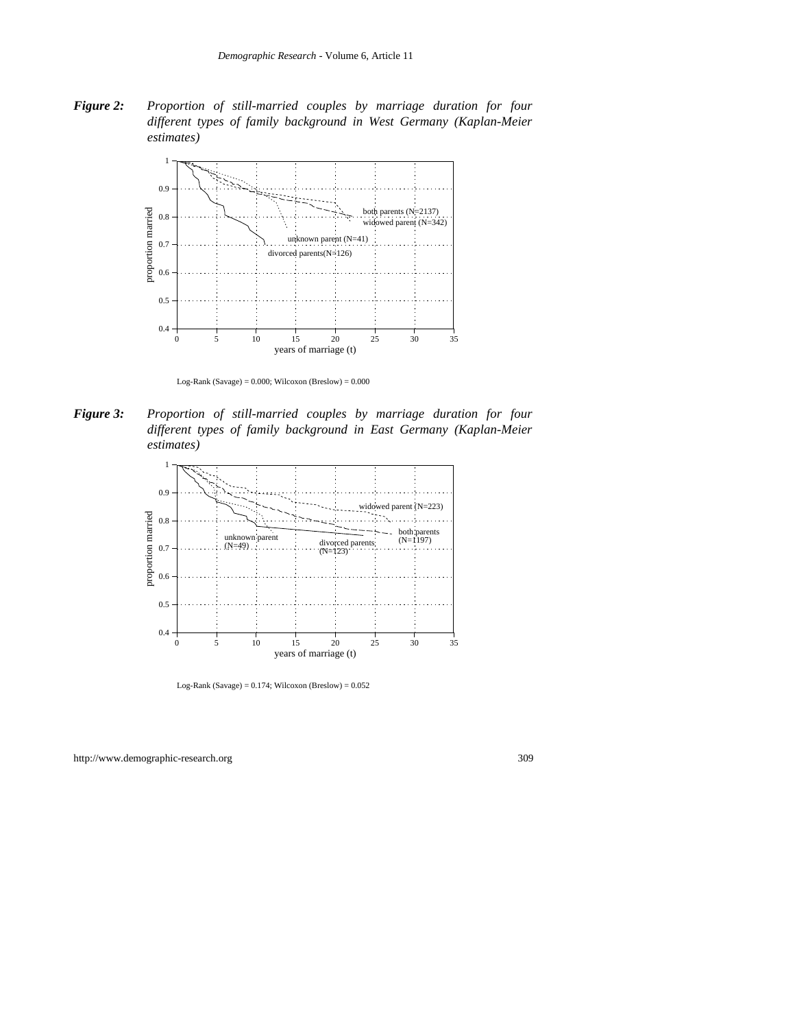***Figure 2:*** *Proportion of still-married couples by marriage duration for four different types of family background in West Germany (Kaplan-Meier estimates)*

Log-Rank (Savage) = 0.000; Wilcoxon (Breslow) = 0.000

***Figure 3:*** *Proportion of still-married couples by marriage duration for four different types of family background in East Germany (Kaplan-Meier estimates)*

Log-Rank (Savage) = 0.174; Wilcoxon (Breslow) = 0.052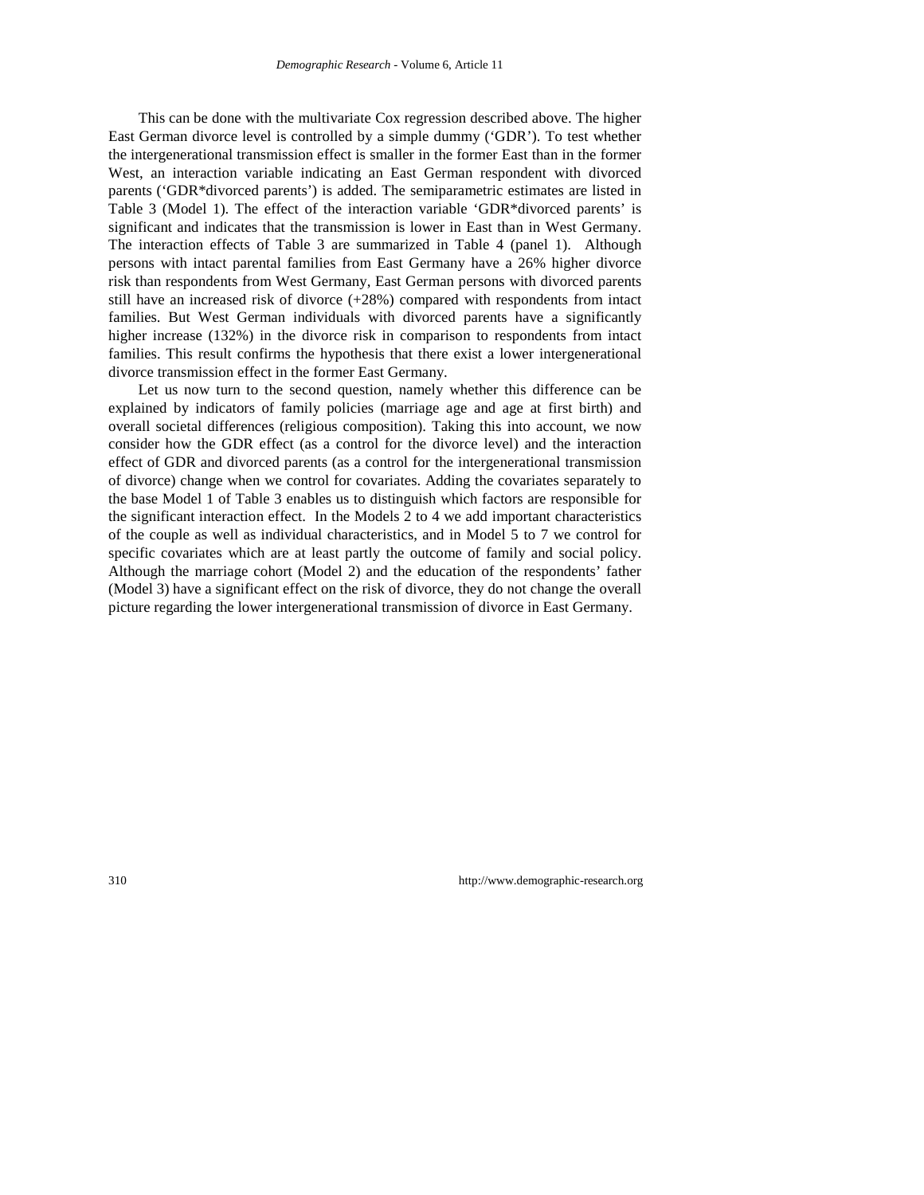This can be done with the multivariate Cox regression described above. The higher East German divorce level is controlled by a simple dummy ('GDR'). To test whether the intergenerational transmission effect is smaller in the former East than in the former West, an interaction variable indicating an East German respondent with divorced parents ('GDR*divorced parents') is added. The semiparametric estimates are listed in Table 3 (Model 1). The effect of the interaction variable 'GDR*divorced parents' is significant and indicates that the transmission is lower in East than in West Germany. The interaction effects of Table 3 are summarized in Table 4 (panel 1). Although persons with intact parental families from East Germany have a 26% higher divorce risk than respondents from West Germany, East German persons with divorced parents still have an increased risk of divorce (+28%) compared with respondents from intact families. But West German individuals with divorced parents have a significantly higher increase (132%) in the divorce risk in comparison to respondents from intact families. This result confirms the hypothesis that there exist a lower intergenerational divorce transmission effect in the former East Germany.

Let us now turn to the second question, namely whether this difference can be explained by indicators of family policies (marriage age and age at first birth) and overall societal differences (religious composition). Taking this into account, we now consider how the GDR effect (as a control for the divorce level) and the interaction effect of GDR and divorced parents (as a control for the intergenerational transmission of divorce) change when we control for covariates. Adding the covariates separately to the base Model 1 of Table 3 enables us to distinguish which factors are responsible for the significant interaction effect. In the Models 2 to 4 we add important characteristics of the couple as well as individual characteristics, and in Model 5 to 7 we control for specific covariates which are at least partly the outcome of family and social policy. Although the marriage cohort (Model 2) and the education of the respondents' father (Model 3) have a significant effect on the risk of divorce, they do not change the overall picture regarding the lower intergenerational transmission of divorce in East Germany.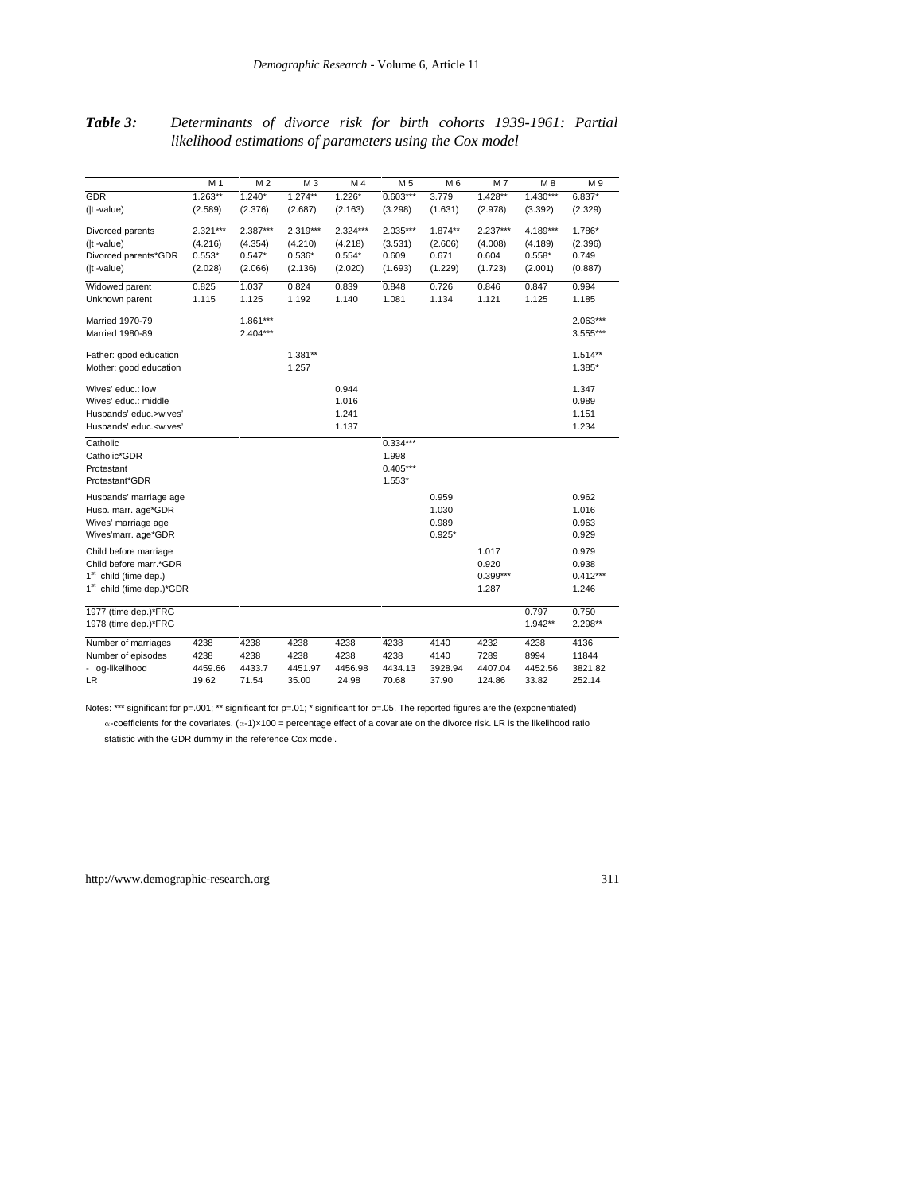***Table 3:*** *Determinants of divorce risk for birth cohorts 1939-1961: Partial likelihood estimations of parameters using the Cox model*

| | M 1 | M 2 | M 3 | M 4 | M 5 | M 6 | M 7 | M 8 | M 9 |
|---|---|---|---|---|---|---|---|---|---|
| GDR | 1.263** | 1.240* | 1.274** | 1.226* | 0.603*** | 3.779 | 1.428** | 1.430*** | 6.837* |
| (\|t\|-value) | (2.589) | (2.376) | (2.687) | (2.163) | (3.298) | (1.631) | (2.978) | (3.392) | (2.329) |
| Divorced parents | 2.321*** | 2.387*** | 2.319*** | 2.324*** | 2.035*** | 1.874** | 2.237*** | 4.189*** | 1.786* |
| (\|t\|-value) | (4.216) | (4.354) | (4.210) | (4.218) | (3.531) | (2.606) | (4.008) | (4.189) | (2.396) |
| Divorced parents*GDR | 0.553* | 0.547* | 0.536* | 0.554* | 0.609 | 0.671 | 0.604 | 0.558* | 0.749 |
| (\|t\|-value) | (2.028) | (2.066) | (2.136) | (2.020) | (1.693) | (1.229) | (1.723) | (2.001) | (0.887) |
| Widowed parent | 0.825 | 1.037 | 0.824 | 0.839 | 0.848 | 0.726 | 0.846 | 0.847 | 0.994 |
| Unknown parent | 1.115 | 1.125 | 1.192 | 1.140 | 1.081 | 1.134 | 1.121 | 1.125 | 1.185 |
| Married 1970-79 | | 1.861*** | | | | | | | 2.063*** |
| Married 1980-89 | | 2.404*** | | | | | | | 3.555*** |
| Father: good education | | | 1.381** | | | | | | 1.514** |
| Mother: good education | | | 1.257 | | | | | | 1.385* |
| Wives' educ.: low | | | | 0.944 | | | | | 1.347 |
| Wives' educ.: middle | | | | 1.016 | | | | | 0.989 |
| Husbands' educ.>wives' | | | | 1.241 | | | | | 1.151 |
| Husbands' educ.<wives' | | | | 1.137 | | | | | 1.234 |
| Catholic | | | | | 0.334*** | | | | |
| Catholic*GDR | | | | | 1.998 | | | | |
| Protestant | | | | | 0.405*** | | | | |
| Protestant*GDR | | | | | 1.553* | | | | |
| Husbands' marriage age | | | | | | 0.959 | | | 0.962 |
| Husb. marr. age*GDR | | | | | | 1.030 | | | 1.016 |
| Wives' marriage age | | | | | | 0.989 | | | 0.963 |
| Wives'marr. age*GDR | | | | | | 0.925* | | | 0.929 |
| Child before marriage | | | | | | | 1.017 | | 0.979 |
| Child before marr.*GDR | | | | | | | 0.920 | | 0.938 |
| 1st child (time dep.) | | | | | | | 0.399*** | | 0.412*** |
| 1st child (time dep.)*GDR | | | | | | | 1.287 | | 1.246 |
| 1977 (time dep.)*FRG | | | | | | | | 0.797 | 0.750 |
| 1978 (time dep.)*FRG | | | | | | | | 1.942** | 2.298** |
| Number of marriages | 4238 | 4238 | 4238 | 4238 | 4238 | 4140 | 4232 | 4238 | 4136 |
| Number of episodes | 4238 | 4238 | 4238 | 4238 | 4238 | 4140 | 7289 | 8994 | 11844 |
| - log-likelihood | 4459.66 | 4433.7 | 4451.97 | 4456.98 | 4434.13 | 3928.94 | 4407.04 | 4452.56 | 3821.82 |
| LR | 19.62 | 71.54 | 35.00 | 24.98 | 70.68 | 37.90 | 124.86 | 33.82 | 252.14 |

Notes: *** significant for p=.001; ** significant for p=.01; * significant for p=.05. The reported figures are the (exponentiated) $\alpha$-coefficients for the covariates. $(\alpha-1)\times 100$ = percentage effect of a covariate on the divorce risk. LR is the likelihood ratio statistic with the GDR dummy in the reference Cox model.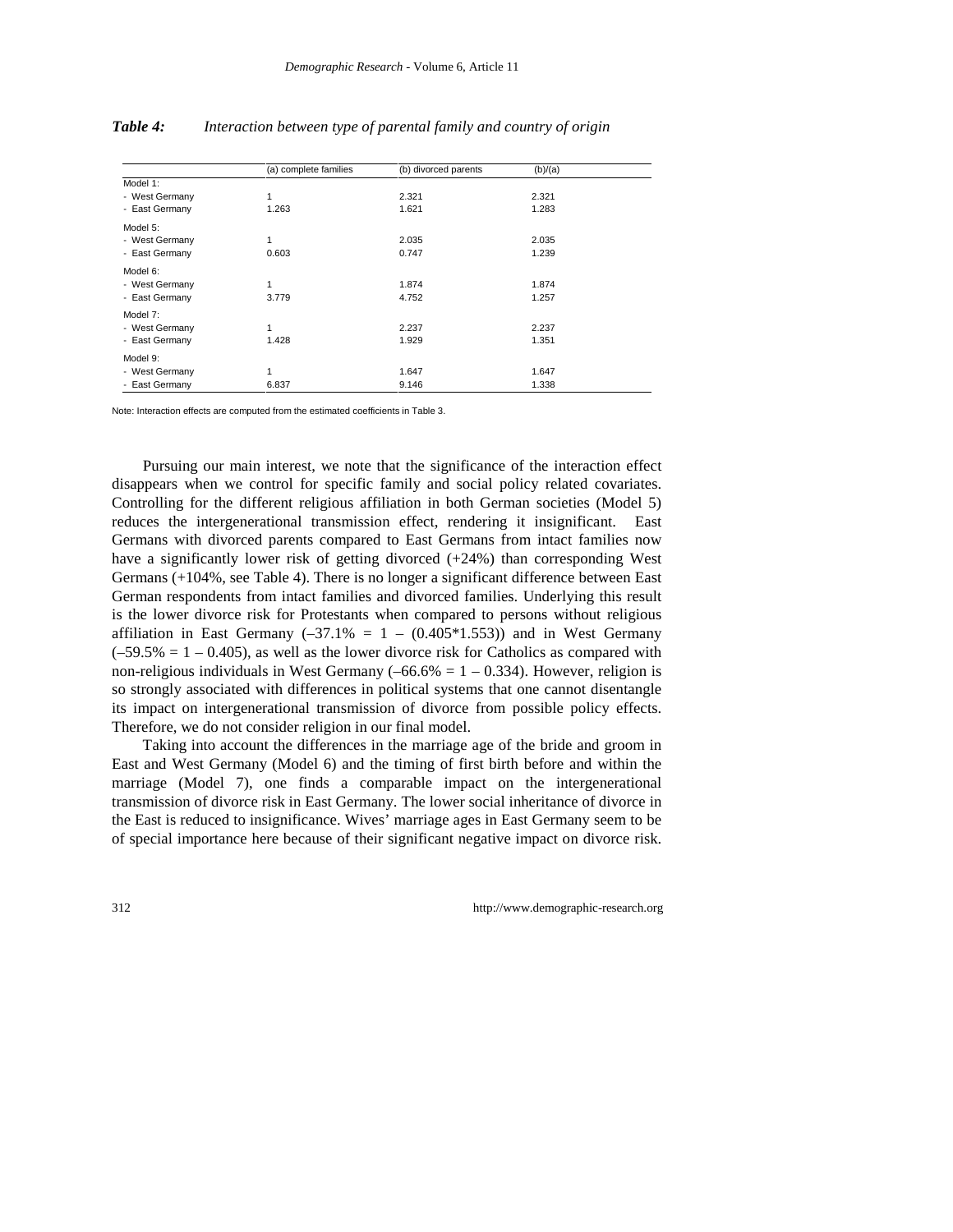***Table 4:*** *Interaction between type of parental family and country of origin*

| | (a) complete families | (b) divorced parents | (b)/(a) |
|---|---|---|---|
| Model 1: | | | |
| - West Germany | 1 | 2.321 | 2.321 |
| - East Germany | 1.263 | 1.621 | 1.283 |
| Model 5: | | | |
| - West Germany | 1 | 2.035 | 2.035 |
| - East Germany | 0.603 | 0.747 | 1.239 |
| Model 6: | | | |
| - West Germany | 1 | 1.874 | 1.874 |
| - East Germany | 3.779 | 4.752 | 1.257 |
| Model 7: | | | |
| - West Germany | 1 | 2.237 | 2.237 |
| - East Germany | 1.428 | 1.929 | 1.351 |
| Model 9: | | | |
| - West Germany | 1 | 1.647 | 1.647 |
| - East Germany | 6.837 | 9.146 | 1.338 |

Note: Interaction effects are computed from the estimated coefficients in Table 3.

Pursuing our main interest, we note that the significance of the interaction effect disappears when we control for specific family and social policy related covariates. Controlling for the different religious affiliation in both German societies (Model 5) reduces the intergenerational transmission effect, rendering it insignificant. East Germans with divorced parents compared to East Germans from intact families now have a significantly lower risk of getting divorced (+24%) than corresponding West Germans (+104%, see Table 4). There is no longer a significant difference between East German respondents from intact families and divorced families. Underlying this result is the lower divorce risk for Protestants when compared to persons without religious affiliation in East Germany ($-37.1\% = 1 - (0.405*1.553)$) and in West Germany ($-59.5\% = 1 - 0.405$), as well as the lower divorce risk for Catholics as compared with non-religious individuals in West Germany ($-66.6\% = 1 - 0.334$). However, religion is so strongly associated with differences in political systems that one cannot disentangle its impact on intergenerational transmission of divorce from possible policy effects. Therefore, we do not consider religion in our final model.

Taking into account the differences in the marriage age of the bride and groom in East and West Germany (Model 6) and the timing of first birth before and within the marriage (Model 7), one finds a comparable impact on the intergenerational transmission of divorce risk in East Germany. The lower social inheritance of divorce in the East is reduced to insignificance. Wives' marriage ages in East Germany seem to be of special importance here because of their significant negative impact on divorce risk.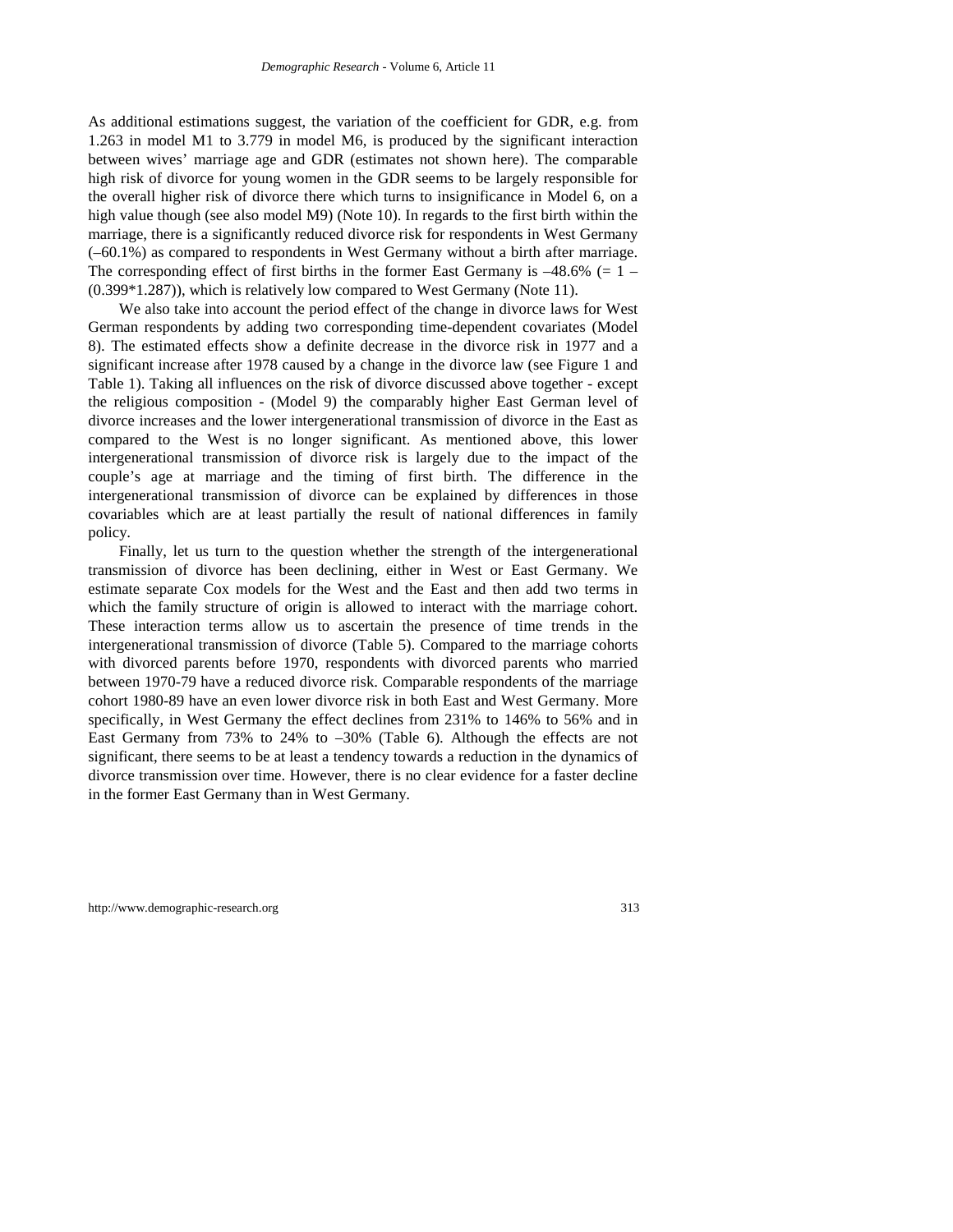As additional estimations suggest, the variation of the coefficient for GDR, e.g. from 1.263 in model M1 to 3.779 in model M6, is produced by the significant interaction between wives' marriage age and GDR (estimates not shown here). The comparable high risk of divorce for young women in the GDR seems to be largely responsible for the overall higher risk of divorce there which turns to insignificance in Model 6, on a high value though (see also model M9) (Note 10). In regards to the first birth within the marriage, there is a significantly reduced divorce risk for respondents in West Germany (–60.1%) as compared to respondents in West Germany without a birth after marriage. The corresponding effect of first births in the former East Germany is –48.6% (= 1 – (0.399*1.287)), which is relatively low compared to West Germany (Note 11).

We also take into account the period effect of the change in divorce laws for West German respondents by adding two corresponding time-dependent covariates (Model 8). The estimated effects show a definite decrease in the divorce risk in 1977 and a significant increase after 1978 caused by a change in the divorce law (see Figure 1 and Table 1). Taking all influences on the risk of divorce discussed above together - except the religious composition - (Model 9) the comparably higher East German level of divorce increases and the lower intergenerational transmission of divorce in the East as compared to the West is no longer significant. As mentioned above, this lower intergenerational transmission of divorce risk is largely due to the impact of the couple's age at marriage and the timing of first birth. The difference in the intergenerational transmission of divorce can be explained by differences in those covariables which are at least partially the result of national differences in family policy.

Finally, let us turn to the question whether the strength of the intergenerational transmission of divorce has been declining, either in West or East Germany. We estimate separate Cox models for the West and the East and then add two terms in which the family structure of origin is allowed to interact with the marriage cohort. These interaction terms allow us to ascertain the presence of time trends in the intergenerational transmission of divorce (Table 5). Compared to the marriage cohorts with divorced parents before 1970, respondents with divorced parents who married between 1970-79 have a reduced divorce risk. Comparable respondents of the marriage cohort 1980-89 have an even lower divorce risk in both East and West Germany. More specifically, in West Germany the effect declines from 231% to 146% to 56% and in East Germany from 73% to 24% to –30% (Table 6). Although the effects are not significant, there seems to be at least a tendency towards a reduction in the dynamics of divorce transmission over time. However, there is no clear evidence for a faster decline in the former East Germany than in West Germany.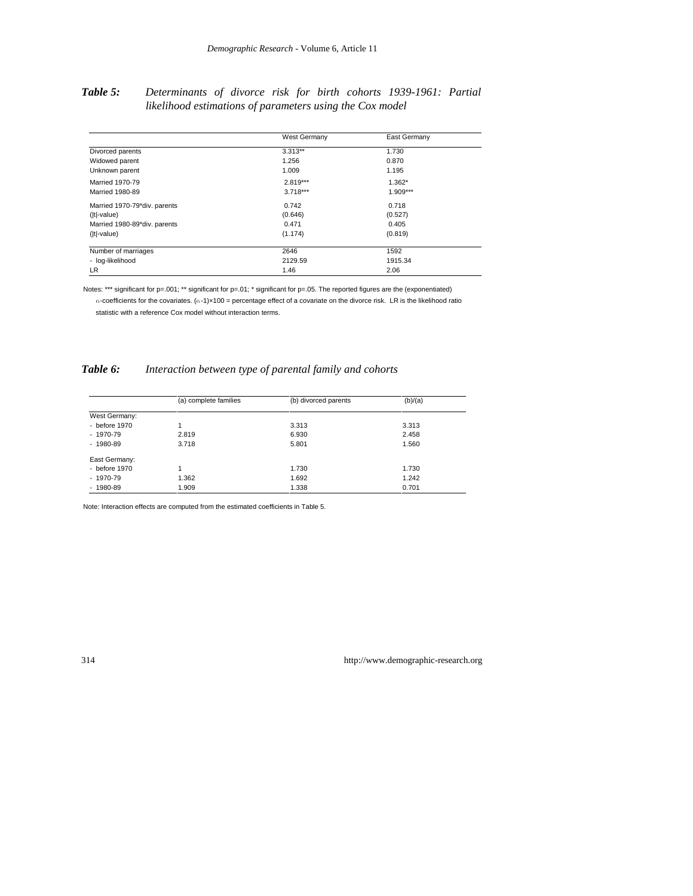***Table 5:*** *Determinants of divorce risk for birth cohorts 1939-1961: Partial likelihood estimations of parameters using the Cox model*

| | West Germany | East Germany |
|---|---|---|
| Divorced parents | 3.313** | 1.730 |
| Widowed parent | 1.256 | 0.870 |
| Unknown parent | 1.009 | 1.195 |
| Married 1970-79 | 2.819*** | 1.362* |
| Married 1980-89 | 3.718*** | 1.909*** |
| Married 1970-79*div. parents | 0.742 | 0.718 |
| (\|t\|-value) | (0.646) | (0.527) |
| Married 1980-89*div. parents | 0.471 | 0.405 |
| (\|t\|-value) | (1.174) | (0.819) |
| Number of marriages | 2646 | 1592 |
| - log-likelihood | 2129.59 | 1915.34 |
| LR | 1.46 | 2.06 |

Notes: *** significant for p=.001; ** significant for p=.01; * significant for p=.05. The reported figures are the (exponentiated) $\alpha$-coefficients for the covariates. $(\alpha-1)\times100$ = percentage effect of a covariate on the divorce risk. LR is the likelihood ratio statistic with a reference Cox model without interaction terms.

***Table 6:*** *Interaction between type of parental family and cohorts*

| | (a) complete families | (b) divorced parents | (b)/(a) |
|---|---|---|---|
| West Germany: | | | |
| - before 1970 | 1 | 3.313 | 3.313 |
| - 1970-79 | 2.819 | 6.930 | 2.458 |
| - 1980-89 | 3.718 | 5.801 | 1.560 |
| East Germany: | | | |
| - before 1970 | 1 | 1.730 | 1.730 |
| - 1970-79 | 1.362 | 1.692 | 1.242 |
| - 1980-89 | 1.909 | 1.338 | 0.701 |

Note: Interaction effects are computed from the estimated coefficients in Table 5.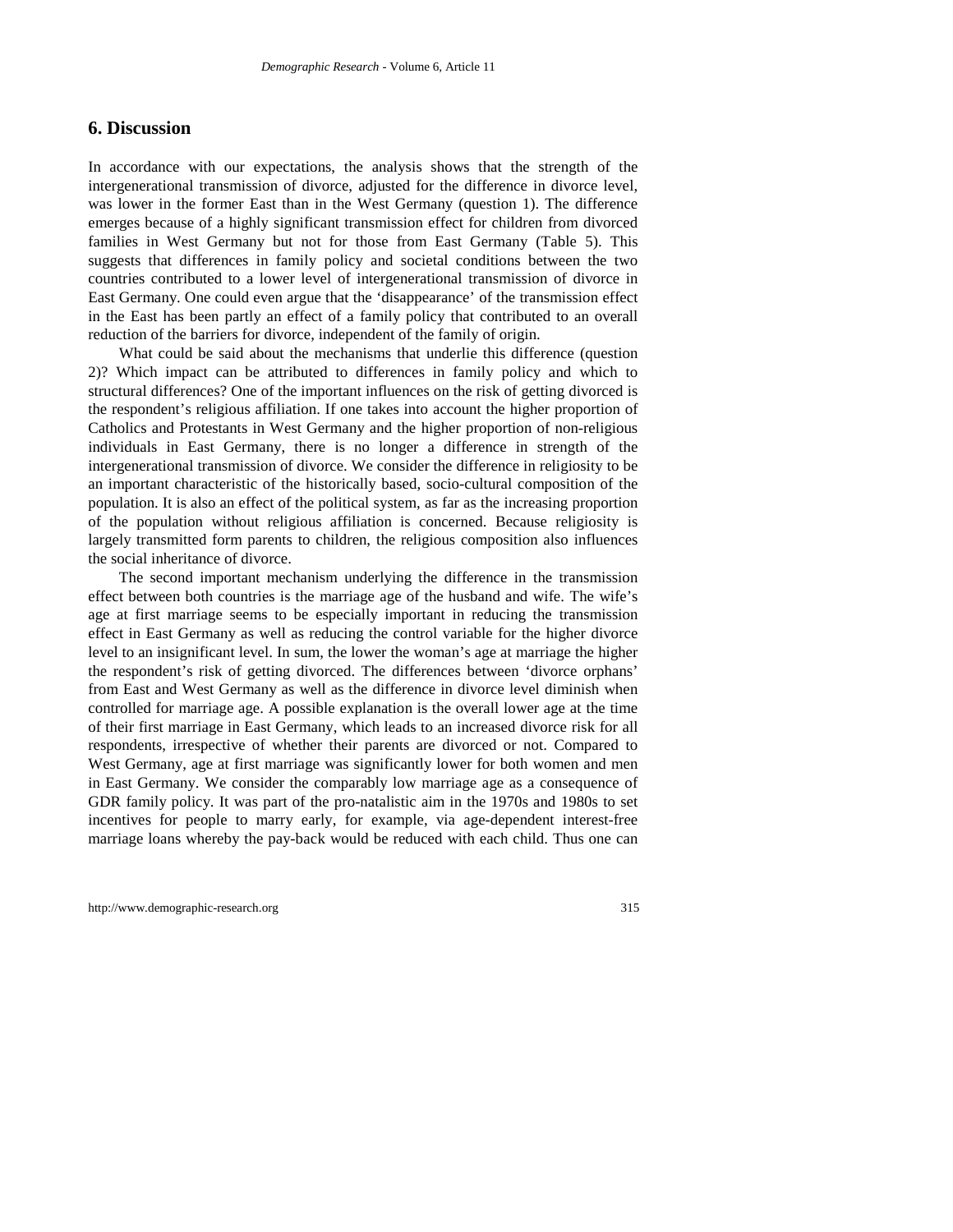## 6. Discussion

In accordance with our expectations, the analysis shows that the strength of the intergenerational transmission of divorce, adjusted for the difference in divorce level, was lower in the former East than in the West Germany (question 1). The difference emerges because of a highly significant transmission effect for children from divorced families in West Germany but not for those from East Germany (Table 5). This suggests that differences in family policy and societal conditions between the two countries contributed to a lower level of intergenerational transmission of divorce in East Germany. One could even argue that the 'disappearance' of the transmission effect in the East has been partly an effect of a family policy that contributed to an overall reduction of the barriers for divorce, independent of the family of origin.

What could be said about the mechanisms that underlie this difference (question 2)? Which impact can be attributed to differences in family policy and which to structural differences? One of the important influences on the risk of getting divorced is the respondent's religious affiliation. If one takes into account the higher proportion of Catholics and Protestants in West Germany and the higher proportion of non-religious individuals in East Germany, there is no longer a difference in strength of the intergenerational transmission of divorce. We consider the difference in religiosity to be an important characteristic of the historically based, socio-cultural composition of the population. It is also an effect of the political system, as far as the increasing proportion of the population without religious affiliation is concerned. Because religiosity is largely transmitted form parents to children, the religious composition also influences the social inheritance of divorce.

The second important mechanism underlying the difference in the transmission effect between both countries is the marriage age of the husband and wife. The wife's age at first marriage seems to be especially important in reducing the transmission effect in East Germany as well as reducing the control variable for the higher divorce level to an insignificant level. In sum, the lower the woman's age at marriage the higher the respondent's risk of getting divorced. The differences between 'divorce orphans' from East and West Germany as well as the difference in divorce level diminish when controlled for marriage age. A possible explanation is the overall lower age at the time of their first marriage in East Germany, which leads to an increased divorce risk for all respondents, irrespective of whether their parents are divorced or not. Compared to West Germany, age at first marriage was significantly lower for both women and men in East Germany. We consider the comparably low marriage age as a consequence of GDR family policy. It was part of the pro-natalistic aim in the 1970s and 1980s to set incentives for people to marry early, for example, via age-dependent interest-free marriage loans whereby the pay-back would be reduced with each child. Thus one can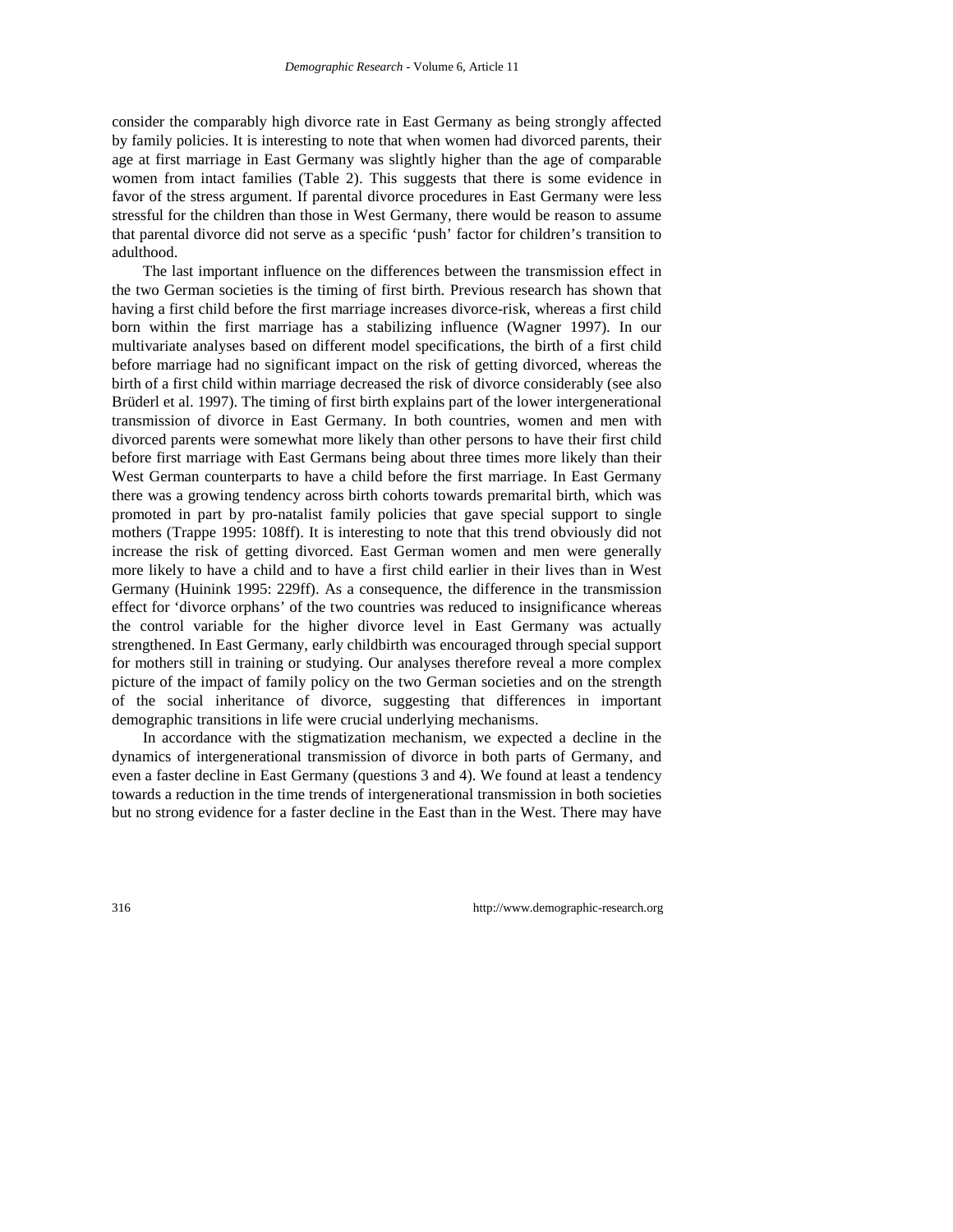consider the comparably high divorce rate in East Germany as being strongly affected by family policies. It is interesting to note that when women had divorced parents, their age at first marriage in East Germany was slightly higher than the age of comparable women from intact families (Table 2). This suggests that there is some evidence in favor of the stress argument. If parental divorce procedures in East Germany were less stressful for the children than those in West Germany, there would be reason to assume that parental divorce did not serve as a specific 'push' factor for children's transition to adulthood.

The last important influence on the differences between the transmission effect in the two German societies is the timing of first birth. Previous research has shown that having a first child before the first marriage increases divorce-risk, whereas a first child born within the first marriage has a stabilizing influence (Wagner 1997). In our multivariate analyses based on different model specifications, the birth of a first child before marriage had no significant impact on the risk of getting divorced, whereas the birth of a first child within marriage decreased the risk of divorce considerably (see also Brüderl et al. 1997). The timing of first birth explains part of the lower intergenerational transmission of divorce in East Germany. In both countries, women and men with divorced parents were somewhat more likely than other persons to have their first child before first marriage with East Germans being about three times more likely than their West German counterparts to have a child before the first marriage. In East Germany there was a growing tendency across birth cohorts towards premarital birth, which was promoted in part by pro-natalist family policies that gave special support to single mothers (Trappe 1995: 108ff). It is interesting to note that this trend obviously did not increase the risk of getting divorced. East German women and men were generally more likely to have a child and to have a first child earlier in their lives than in West Germany (Huinink 1995: 229ff). As a consequence, the difference in the transmission effect for 'divorce orphans' of the two countries was reduced to insignificance whereas the control variable for the higher divorce level in East Germany was actually strengthened. In East Germany, early childbirth was encouraged through special support for mothers still in training or studying. Our analyses therefore reveal a more complex picture of the impact of family policy on the two German societies and on the strength of the social inheritance of divorce, suggesting that differences in important demographic transitions in life were crucial underlying mechanisms.

In accordance with the stigmatization mechanism, we expected a decline in the dynamics of intergenerational transmission of divorce in both parts of Germany, and even a faster decline in East Germany (questions 3 and 4). We found at least a tendency towards a reduction in the time trends of intergenerational transmission in both societies but no strong evidence for a faster decline in the East than in the West. There may have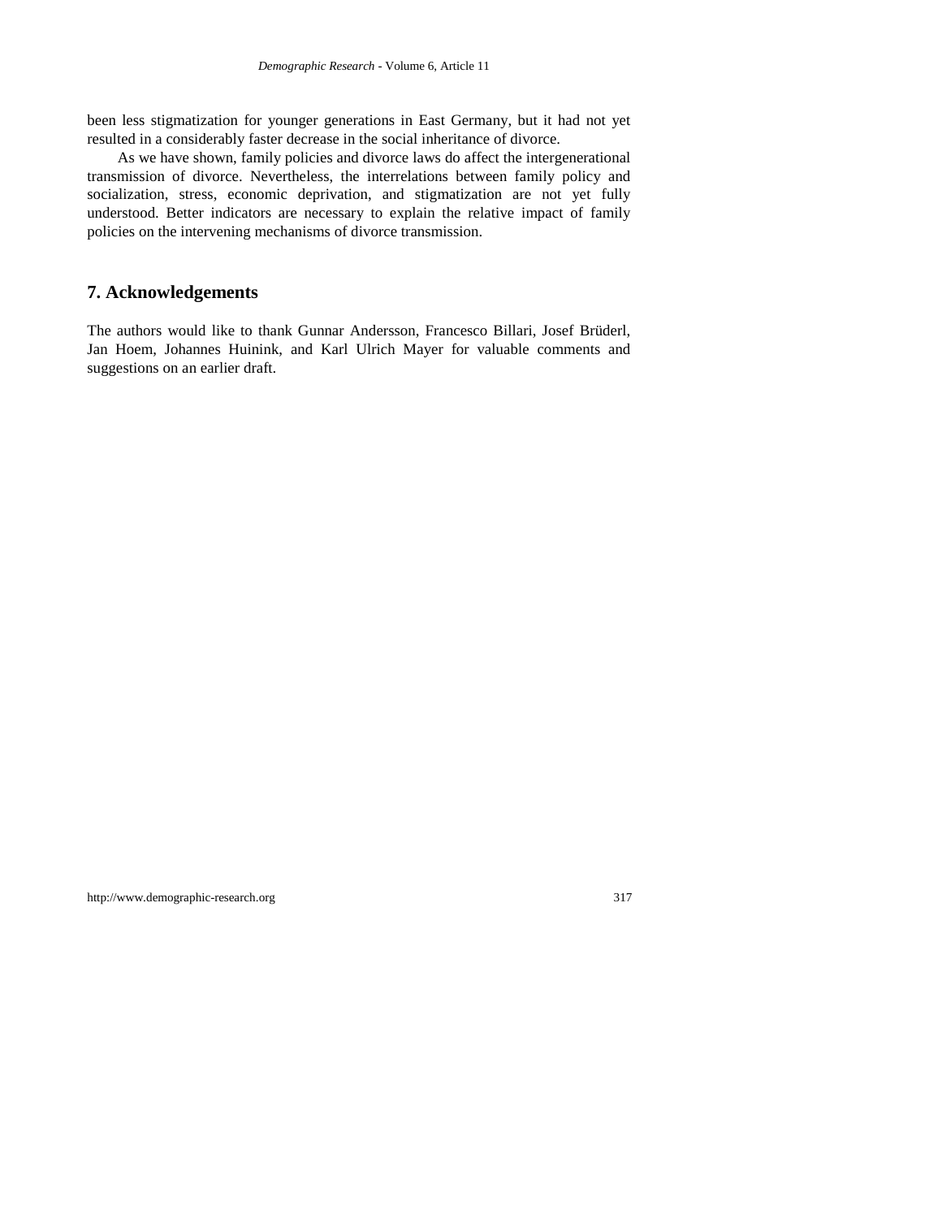been less stigmatization for younger generations in East Germany, but it had not yet resulted in a considerably faster decrease in the social inheritance of divorce.

As we have shown, family policies and divorce laws do affect the intergenerational transmission of divorce. Nevertheless, the interrelations between family policy and socialization, stress, economic deprivation, and stigmatization are not yet fully understood. Better indicators are necessary to explain the relative impact of family policies on the intervening mechanisms of divorce transmission.

## 7. Acknowledgements

The authors would like to thank Gunnar Andersson, Francesco Billari, Josef Brüderl, Jan Hoem, Johannes Huinink, and Karl Ulrich Mayer for valuable comments and suggestions on an earlier draft.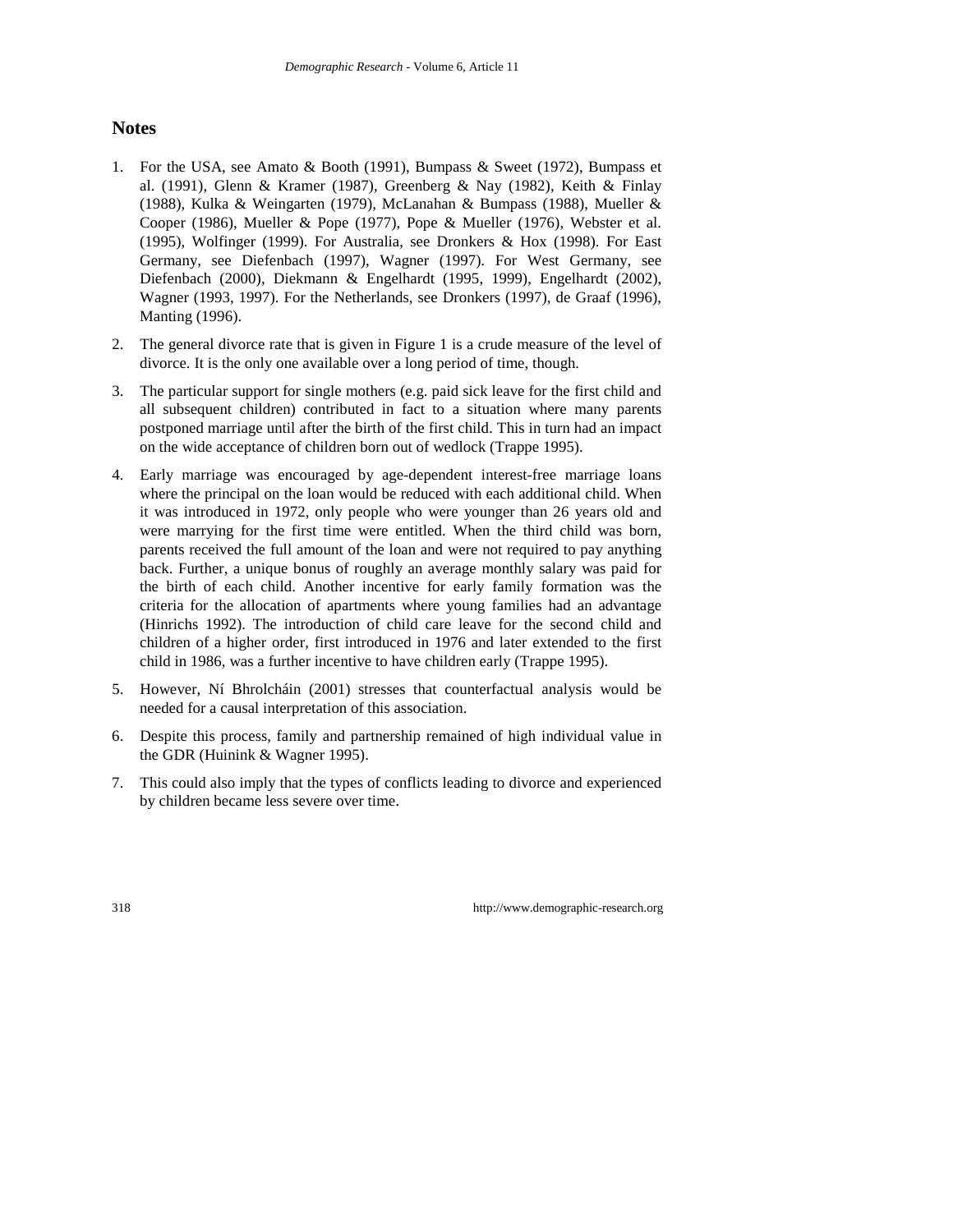## Notes

1. For the USA, see Amato & Booth (1991), Bumpass & Sweet (1972), Bumpass et al. (1991), Glenn & Kramer (1987), Greenberg & Nay (1982), Keith & Finlay (1988), Kulka & Weingarten (1979), McLanahan & Bumpass (1988), Mueller & Cooper (1986), Mueller & Pope (1977), Pope & Mueller (1976), Webster et al. (1995), Wolfinger (1999). For Australia, see Dronkers & Hox (1998). For East Germany, see Diefenbach (1997), Wagner (1997). For West Germany, see Diefenbach (2000), Diekmann & Engelhardt (1995, 1999), Engelhardt (2002), Wagner (1993, 1997). For the Netherlands, see Dronkers (1997), de Graaf (1996), Manting (1996).

2. The general divorce rate that is given in Figure 1 is a crude measure of the level of divorce. It is the only one available over a long period of time, though.

3. The particular support for single mothers (e.g. paid sick leave for the first child and all subsequent children) contributed in fact to a situation where many parents postponed marriage until after the birth of the first child. This in turn had an impact on the wide acceptance of children born out of wedlock (Trappe 1995).

4. Early marriage was encouraged by age-dependent interest-free marriage loans where the principal on the loan would be reduced with each additional child. When it was introduced in 1972, only people who were younger than 26 years old and were marrying for the first time were entitled. When the third child was born, parents received the full amount of the loan and were not required to pay anything back. Further, a unique bonus of roughly an average monthly salary was paid for the birth of each child. Another incentive for early family formation was the criteria for the allocation of apartments where young families had an advantage (Hinrichs 1992). The introduction of child care leave for the second child and children of a higher order, first introduced in 1976 and later extended to the first child in 1986, was a further incentive to have children early (Trappe 1995).

5. However, Ní Bhrolcháin (2001) stresses that counterfactual analysis would be needed for a causal interpretation of this association.

6. Despite this process, family and partnership remained of high individual value in the GDR (Huinink & Wagner 1995).

7. This could also imply that the types of conflicts leading to divorce and experienced by children became less severe over time.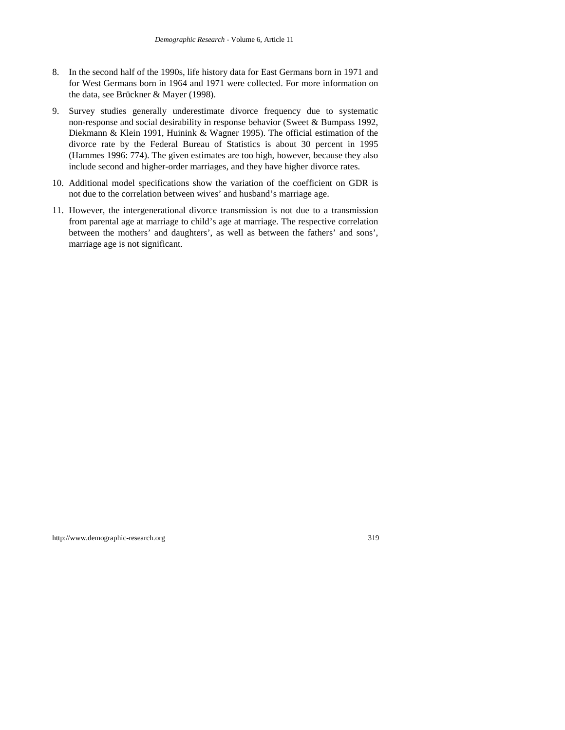8. In the second half of the 1990s, life history data for East Germans born in 1971 and for West Germans born in 1964 and 1971 were collected. For more information on the data, see Brückner & Mayer (1998).

9. Survey studies generally underestimate divorce frequency due to systematic non-response and social desirability in response behavior (Sweet & Bumpass 1992, Diekmann & Klein 1991, Huinink & Wagner 1995). The official estimation of the divorce rate by the Federal Bureau of Statistics is about 30 percent in 1995 (Hammes 1996: 774). The given estimates are too high, however, because they also include second and higher-order marriages, and they have higher divorce rates.

10. Additional model specifications show the variation of the coefficient on GDR is not due to the correlation between wives' and husband's marriage age.

11. However, the intergenerational divorce transmission is not due to a transmission from parental age at marriage to child's age at marriage. The respective correlation between the mothers' and daughters', as well as between the fathers' and sons', marriage age is not significant.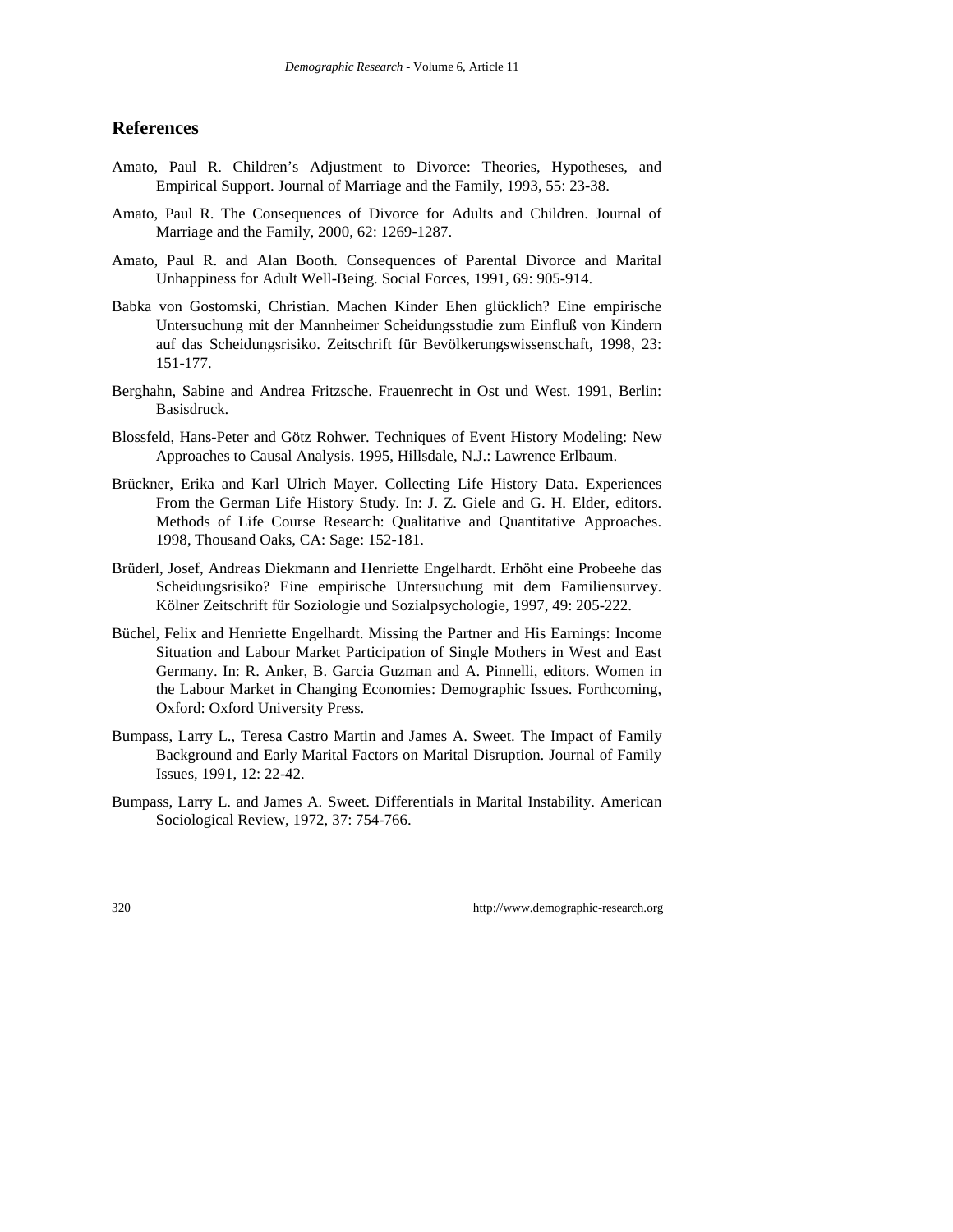## References

Amato, Paul R. Children's Adjustment to Divorce: Theories, Hypotheses, and Empirical Support. Journal of Marriage and the Family, 1993, 55: 23-38.

Amato, Paul R. The Consequences of Divorce for Adults and Children. Journal of Marriage and the Family, 2000, 62: 1269-1287.

Amato, Paul R. and Alan Booth. Consequences of Parental Divorce and Marital Unhappiness for Adult Well-Being. Social Forces, 1991, 69: 905-914.

Babka von Gostomski, Christian. Machen Kinder Ehen glücklich? Eine empirische Untersuchung mit der Mannheimer Scheidungsstudie zum Einfluß von Kindern auf das Scheidungsrisiko. Zeitschrift für Bevölkerungswissenschaft, 1998, 23: 151-177.

Berghahn, Sabine and Andrea Fritzsche. Frauenrecht in Ost und West. 1991, Berlin: Basisdruck.

Blossfeld, Hans-Peter and Götz Rohwer. Techniques of Event History Modeling: New Approaches to Causal Analysis. 1995, Hillsdale, N.J.: Lawrence Erlbaum.

Brückner, Erika and Karl Ulrich Mayer. Collecting Life History Data. Experiences From the German Life History Study. In: J. Z. Giele and G. H. Elder, editors. Methods of Life Course Research: Qualitative and Quantitative Approaches. 1998, Thousand Oaks, CA: Sage: 152-181.

Brüderl, Josef, Andreas Diekmann and Henriette Engelhardt. Erhöht eine Probeehe das Scheidungsrisiko? Eine empirische Untersuchung mit dem Familiensurvey. Kölner Zeitschrift für Soziologie und Sozialpsychologie, 1997, 49: 205-222.

Büchel, Felix and Henriette Engelhardt. Missing the Partner and His Earnings: Income Situation and Labour Market Participation of Single Mothers in West and East Germany. In: R. Anker, B. Garcia Guzman and A. Pinnelli, editors. Women in the Labour Market in Changing Economies: Demographic Issues. Forthcoming, Oxford: Oxford University Press.

Bumpass, Larry L., Teresa Castro Martin and James A. Sweet. The Impact of Family Background and Early Marital Factors on Marital Disruption. Journal of Family Issues, 1991, 12: 22-42.

Bumpass, Larry L. and James A. Sweet. Differentials in Marital Instability. American Sociological Review, 1972, 37: 754-766.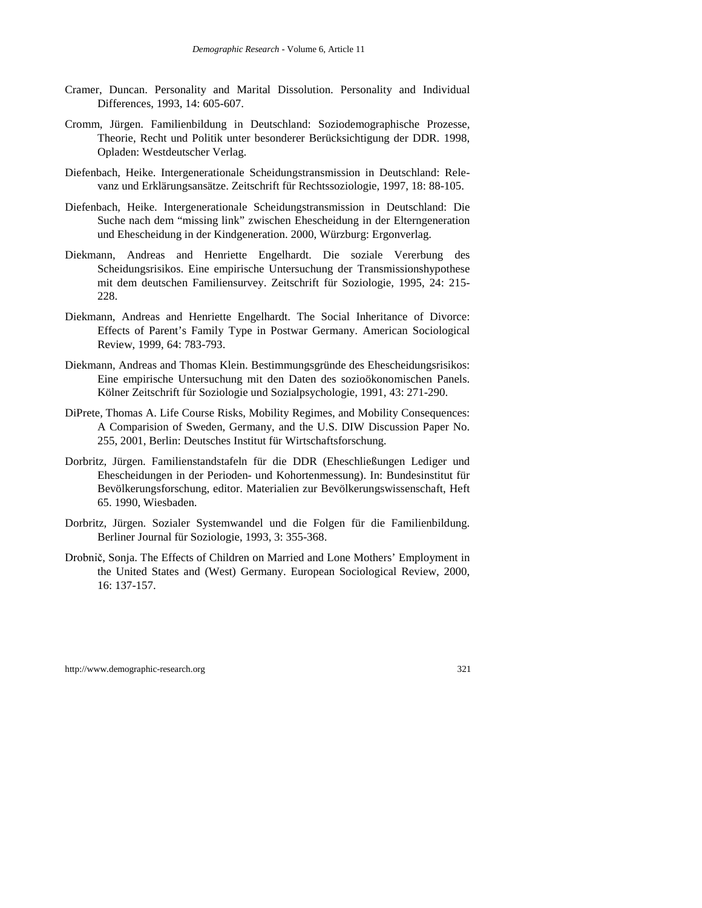Cramer, Duncan. Personality and Marital Dissolution. Personality and Individual Differences, 1993, 14: 605-607.

Cromm, Jürgen. Familienbildung in Deutschland: Soziodemographische Prozesse, Theorie, Recht und Politik unter besonderer Berücksichtigung der DDR. 1998, Opladen: Westdeutscher Verlag.

Diefenbach, Heike. Intergenerationale Scheidungstransmission in Deutschland: Relevanz und Erklärungsansätze. Zeitschrift für Rechtssoziologie, 1997, 18: 88-105.

Diefenbach, Heike. Intergenerationale Scheidungstransmission in Deutschland: Die Suche nach dem "missing link" zwischen Ehescheidung in der Elterngeneration und Ehescheidung in der Kindgeneration. 2000, Würzburg: Ergonverlag.

Diekmann, Andreas and Henriette Engelhardt. Die soziale Vererbung des Scheidungsrisikos. Eine empirische Untersuchung der Transmissionshypothese mit dem deutschen Familiensurvey. Zeitschrift für Soziologie, 1995, 24: 215-228.

Diekmann, Andreas and Henriette Engelhardt. The Social Inheritance of Divorce: Effects of Parent's Family Type in Postwar Germany. American Sociological Review, 1999, 64: 783-793.

Diekmann, Andreas and Thomas Klein. Bestimmungsgründe des Ehescheidungsrisikos: Eine empirische Untersuchung mit den Daten des sozioökonomischen Panels. Kölner Zeitschrift für Soziologie und Sozialpsychologie, 1991, 43: 271-290.

DiPrete, Thomas A. Life Course Risks, Mobility Regimes, and Mobility Consequences: A Comparision of Sweden, Germany, and the U.S. DIW Discussion Paper No. 255, 2001, Berlin: Deutsches Institut für Wirtschaftsforschung.

Dorbritz, Jürgen. Familienstandstafeln für die DDR (Eheschließungen Lediger und Ehescheidungen in der Perioden- und Kohortenmessung). In: Bundesinstitut für Bevölkerungsforschung, editor. Materialien zur Bevölkerungswissenschaft, Heft 65. 1990, Wiesbaden.

Dorbritz, Jürgen. Sozialer Systemwandel und die Folgen für die Familienbildung. Berliner Journal für Soziologie, 1993, 3: 355-368.

Drobnič, Sonja. The Effects of Children on Married and Lone Mothers' Employment in the United States and (West) Germany. European Sociological Review, 2000, 16: 137-157.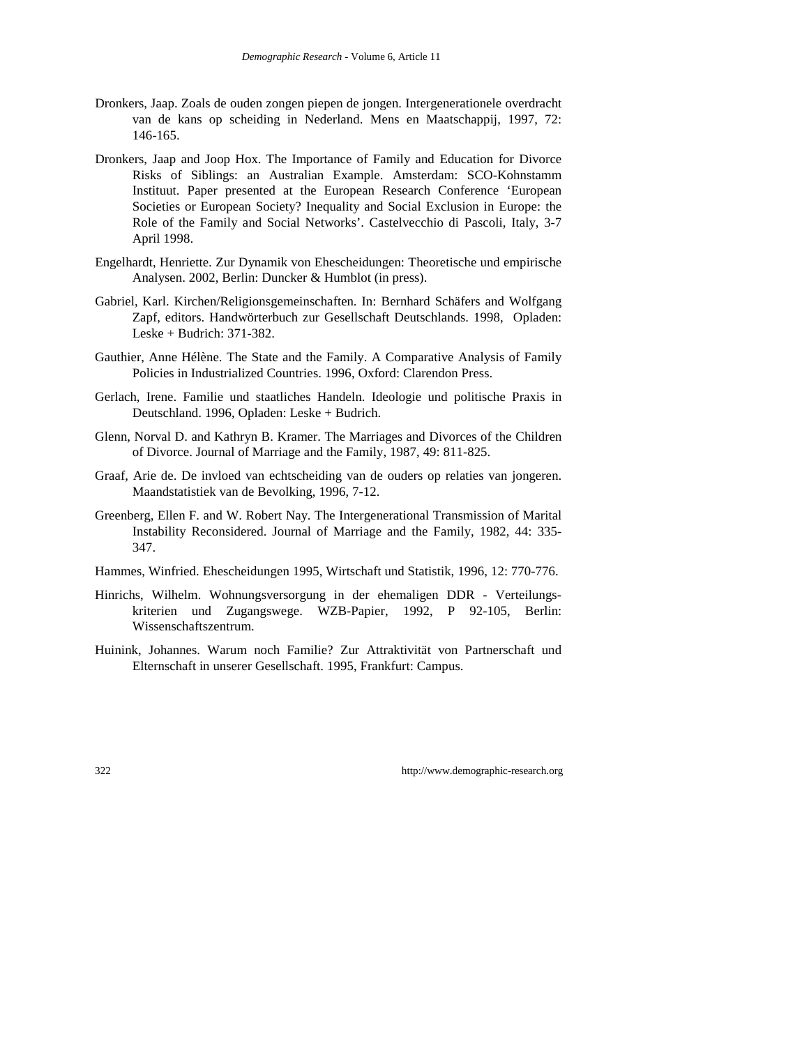Dronkers, Jaap. Zoals de ouden zongen piepen de jongen. Intergenerationele overdracht van de kans op scheiding in Nederland. Mens en Maatschappij, 1997, 72: 146-165.

Dronkers, Jaap and Joop Hox. The Importance of Family and Education for Divorce Risks of Siblings: an Australian Example. Amsterdam: SCO-Kohnstamm Instituut. Paper presented at the European Research Conference 'European Societies or European Society? Inequality and Social Exclusion in Europe: the Role of the Family and Social Networks'. Castelvecchio di Pascoli, Italy, 3-7 April 1998.

Engelhardt, Henriette. Zur Dynamik von Ehescheidungen: Theoretische und empirische Analysen. 2002, Berlin: Duncker & Humblot (in press).

Gabriel, Karl. Kirchen/Religionsgemeinschaften. In: Bernhard Schäfers and Wolfgang Zapf, editors. Handwörterbuch zur Gesellschaft Deutschlands. 1998, Opladen: Leske + Budrich: 371-382.

Gauthier, Anne Hélène. The State and the Family. A Comparative Analysis of Family Policies in Industrialized Countries. 1996, Oxford: Clarendon Press.

Gerlach, Irene. Familie und staatliches Handeln. Ideologie und politische Praxis in Deutschland. 1996, Opladen: Leske + Budrich.

Glenn, Norval D. and Kathryn B. Kramer. The Marriages and Divorces of the Children of Divorce. Journal of Marriage and the Family, 1987, 49: 811-825.

Graaf, Arie de. De invloed van echtscheiding van de ouders op relaties van jongeren. Maandstatistiek van de Bevolking, 1996, 7-12.

Greenberg, Ellen F. and W. Robert Nay. The Intergenerational Transmission of Marital Instability Reconsidered. Journal of Marriage and the Family, 1982, 44: 335-347.

Hammes, Winfried. Ehescheidungen 1995, Wirtschaft und Statistik, 1996, 12: 770-776.

Hinrichs, Wilhelm. Wohnungsversorgung in der ehemaligen DDR - Verteilungs-kriterien und Zugangswege. WZB-Papier, 1992, P 92-105, Berlin: Wissenschaftszentrum.

Huinink, Johannes. Warum noch Familie? Zur Attraktivität von Partnerschaft und Elternschaft in unserer Gesellschaft. 1995, Frankfurt: Campus.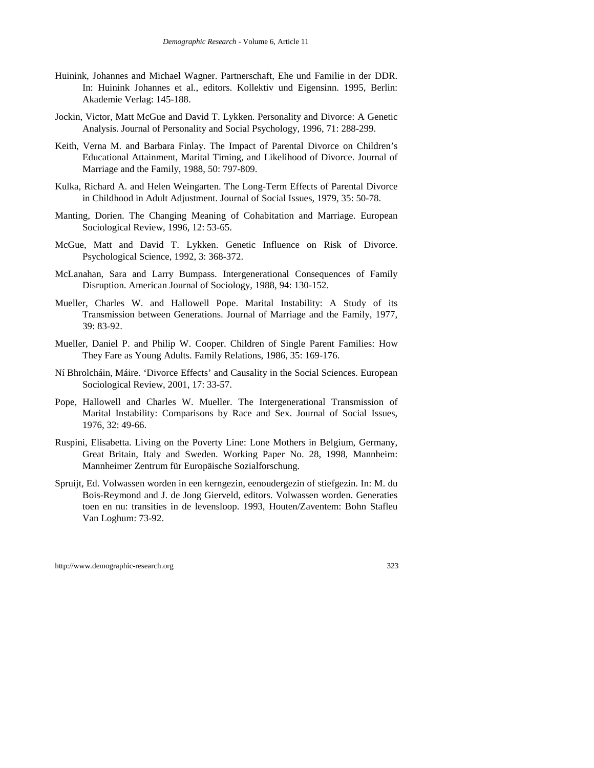Huinink, Johannes and Michael Wagner. Partnerschaft, Ehe und Familie in der DDR. In: Huinink Johannes et al., editors. Kollektiv und Eigensinn. 1995, Berlin: Akademie Verlag: 145-188.

Jockin, Victor, Matt McGue and David T. Lykken. Personality and Divorce: A Genetic Analysis. Journal of Personality and Social Psychology, 1996, 71: 288-299.

Keith, Verna M. and Barbara Finlay. The Impact of Parental Divorce on Children's Educational Attainment, Marital Timing, and Likelihood of Divorce. Journal of Marriage and the Family, 1988, 50: 797-809.

Kulka, Richard A. and Helen Weingarten. The Long-Term Effects of Parental Divorce in Childhood in Adult Adjustment. Journal of Social Issues, 1979, 35: 50-78.

Manting, Dorien. The Changing Meaning of Cohabitation and Marriage. European Sociological Review, 1996, 12: 53-65.

McGue, Matt and David T. Lykken. Genetic Influence on Risk of Divorce. Psychological Science, 1992, 3: 368-372.

McLanahan, Sara and Larry Bumpass. Intergenerational Consequences of Family Disruption. American Journal of Sociology, 1988, 94: 130-152.

Mueller, Charles W. and Hallowell Pope. Marital Instability: A Study of its Transmission between Generations. Journal of Marriage and the Family, 1977, 39: 83-92.

Mueller, Daniel P. and Philip W. Cooper. Children of Single Parent Families: How They Fare as Young Adults. Family Relations, 1986, 35: 169-176.

Ní Bhrolcháin, Máire. 'Divorce Effects' and Causality in the Social Sciences. European Sociological Review, 2001, 17: 33-57.

Pope, Hallowell and Charles W. Mueller. The Intergenerational Transmission of Marital Instability: Comparisons by Race and Sex. Journal of Social Issues, 1976, 32: 49-66.

Ruspini, Elisabetta. Living on the Poverty Line: Lone Mothers in Belgium, Germany, Great Britain, Italy and Sweden. Working Paper No. 28, 1998, Mannheim: Mannheimer Zentrum für Europäische Sozialforschung.

Spruijt, Ed. Volwassen worden in een kerngezin, eenoudergezin of stiefgezin. In: M. du Bois-Reymond and J. de Jong Gierveld, editors. Volwassen worden. Generaties toen en nu: transities in de levensloop. 1993, Houten/Zaventem: Bohn Stafleu Van Loghum: 73-92.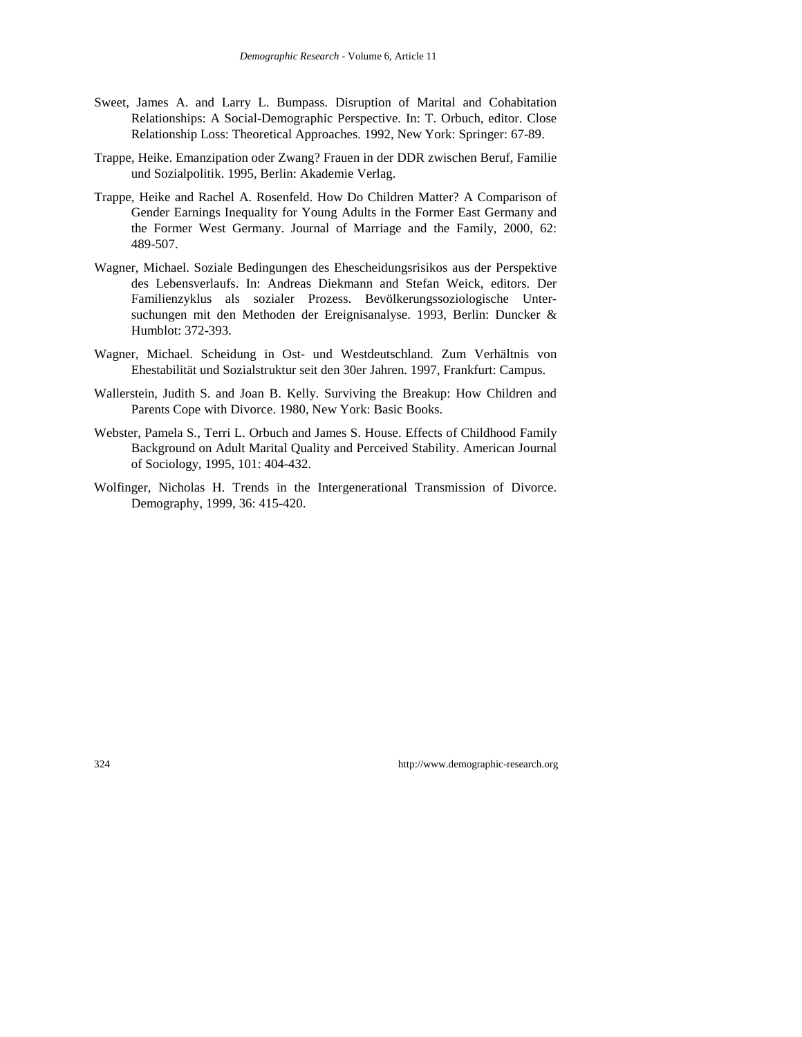Sweet, James A. and Larry L. Bumpass. Disruption of Marital and Cohabitation Relationships: A Social-Demographic Perspective. In: T. Orbuch, editor. Close Relationship Loss: Theoretical Approaches. 1992, New York: Springer: 67-89.

Trappe, Heike. Emanzipation oder Zwang? Frauen in der DDR zwischen Beruf, Familie und Sozialpolitik. 1995, Berlin: Akademie Verlag.

Trappe, Heike and Rachel A. Rosenfeld. How Do Children Matter? A Comparison of Gender Earnings Inequality for Young Adults in the Former East Germany and the Former West Germany. Journal of Marriage and the Family, 2000, 62: 489-507.

Wagner, Michael. Soziale Bedingungen des Ehescheidungsrisikos aus der Perspektive des Lebensverlaufs. In: Andreas Diekmann and Stefan Weick, editors. Der Familienzyklus als sozialer Prozess. Bevölkerungssoziologische Untersuchungen mit den Methoden der Ereignisanalyse. 1993, Berlin: Duncker & Humblot: 372-393.

Wagner, Michael. Scheidung in Ost- und Westdeutschland. Zum Verhältnis von Ehestabilität und Sozialstruktur seit den 30er Jahren. 1997, Frankfurt: Campus.

Wallerstein, Judith S. and Joan B. Kelly. Surviving the Breakup: How Children and Parents Cope with Divorce. 1980, New York: Basic Books.

Webster, Pamela S., Terri L. Orbuch and James S. House. Effects of Childhood Family Background on Adult Marital Quality and Perceived Stability. American Journal of Sociology, 1995, 101: 404-432.

Wolfinger, Nicholas H. Trends in the Intergenerational Transmission of Divorce. Demography, 1999, 36: 415-420.